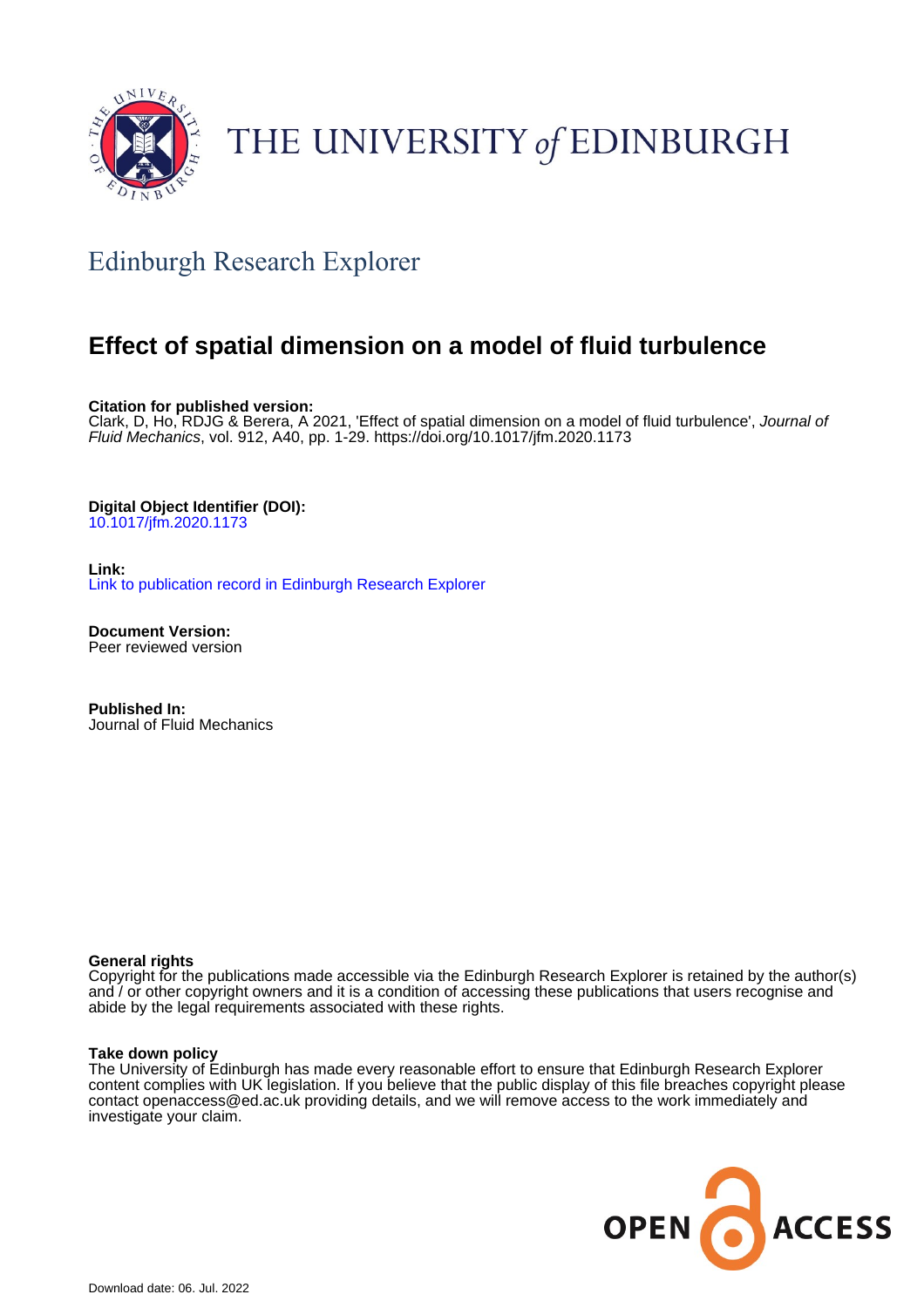# THE UNIVERSITY of EDINBURGH

## Edinburgh Research Explorer

# Effect of spatial dimension on a model of fluid turbulence

**Citation for published version:**
Clark, D, Ho, RDJG & Berera, A 2021, 'Effect of spatial dimension on a model of fluid turbulence', *Journal of Fluid Mechanics*, vol. 912, A40, pp. 1-29. https://doi.org/10.1017/jfm.2020.1173

**Digital Object Identifier (DOI):**
10.1017/jfm.2020.1173

**Link:**
Link to publication record in Edinburgh Research Explorer

**Document Version:**
Peer reviewed version

**Published In:**
Journal of Fluid Mechanics

**General rights**
Copyright for the publications made accessible via the Edinburgh Research Explorer is retained by the author(s) and / or other copyright owners and it is a condition of accessing these publications that users recognise and abide by the legal requirements associated with these rights.

**Take down policy**
The University of Edinburgh has made every reasonable effort to ensure that Edinburgh Research Explorer content complies with UK legislation. If you believe that the public display of this file breaches copyright please contact openaccess@ed.ac.uk providing details, and we will remove access to the work immediately and investigate your claim.

Download date: 06. Jul. 2022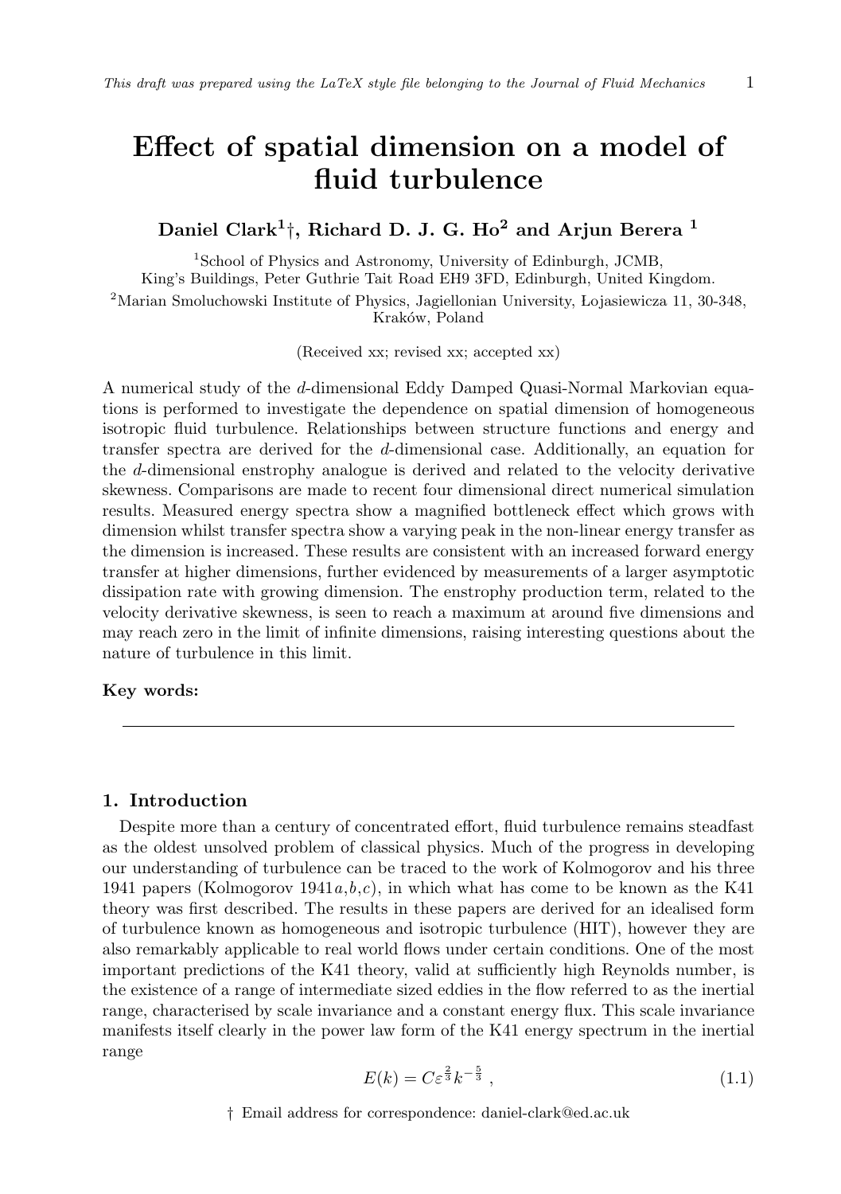# Effect of spatial dimension on a model of fluid turbulence

**Daniel Clark[1]†, Richard D. J. G. Ho[2] and Arjun Berera [1]**

[1]School of Physics and Astronomy, University of Edinburgh, JCMB, King's Buildings, Peter Guthrie Tait Road EH9 3FD, Edinburgh, United Kingdom.

[2]Marian Smoluchowski Institute of Physics, Jagiellonian University, Łojasiewicza 11, 30-348, Kraków, Poland

(Received xx; revised xx; accepted xx)

A numerical study of the $d$-dimensional Eddy Damped Quasi-Normal Markovian equations is performed to investigate the dependence on spatial dimension of homogeneous isotropic fluid turbulence. Relationships between structure functions and energy and transfer spectra are derived for the $d$-dimensional case. Additionally, an equation for the $d$-dimensional enstrophy analogue is derived and related to the velocity derivative skewness. Comparisons are made to recent four dimensional direct numerical simulation results. Measured energy spectra show a magnified bottleneck effect which grows with dimension whilst transfer spectra show a varying peak in the non-linear energy transfer as the dimension is increased. These results are consistent with an increased forward energy transfer at higher dimensions, further evidenced by measurements of a larger asymptotic dissipation rate with growing dimension. The enstrophy production term, related to the velocity derivative skewness, is seen to reach a maximum at around five dimensions and may reach zero in the limit of infinite dimensions, raising interesting questions about the nature of turbulence in this limit.

**Key words:**

## 1. Introduction

Despite more than a century of concentrated effort, fluid turbulence remains steadfast as the oldest unsolved problem of classical physics. Much of the progress in developing our understanding of turbulence can be traced to the work of Kolmogorov and his three 1941 papers (Kolmogorov 1941*a*,*b*,*c*), in which what has come to be known as the K41 theory was first described. The results in these papers are derived for an idealised form of turbulence known as homogeneous and isotropic turbulence (HIT), however they are also remarkably applicable to real world flows under certain conditions. One of the most important predictions of the K41 theory, valid at sufficiently high Reynolds number, is the existence of a range of intermediate sized eddies in the flow referred to as the inertial range, characterised by scale invariance and a constant energy flux. This scale invariance manifests itself clearly in the power law form of the K41 energy spectrum in the inertial range

$$E(k) = C\varepsilon^{\frac{2}{3}}k^{-\frac{5}{3}} \ , \tag{1.1}$$

† Email address for correspondence: daniel-clark@ed.ac.uk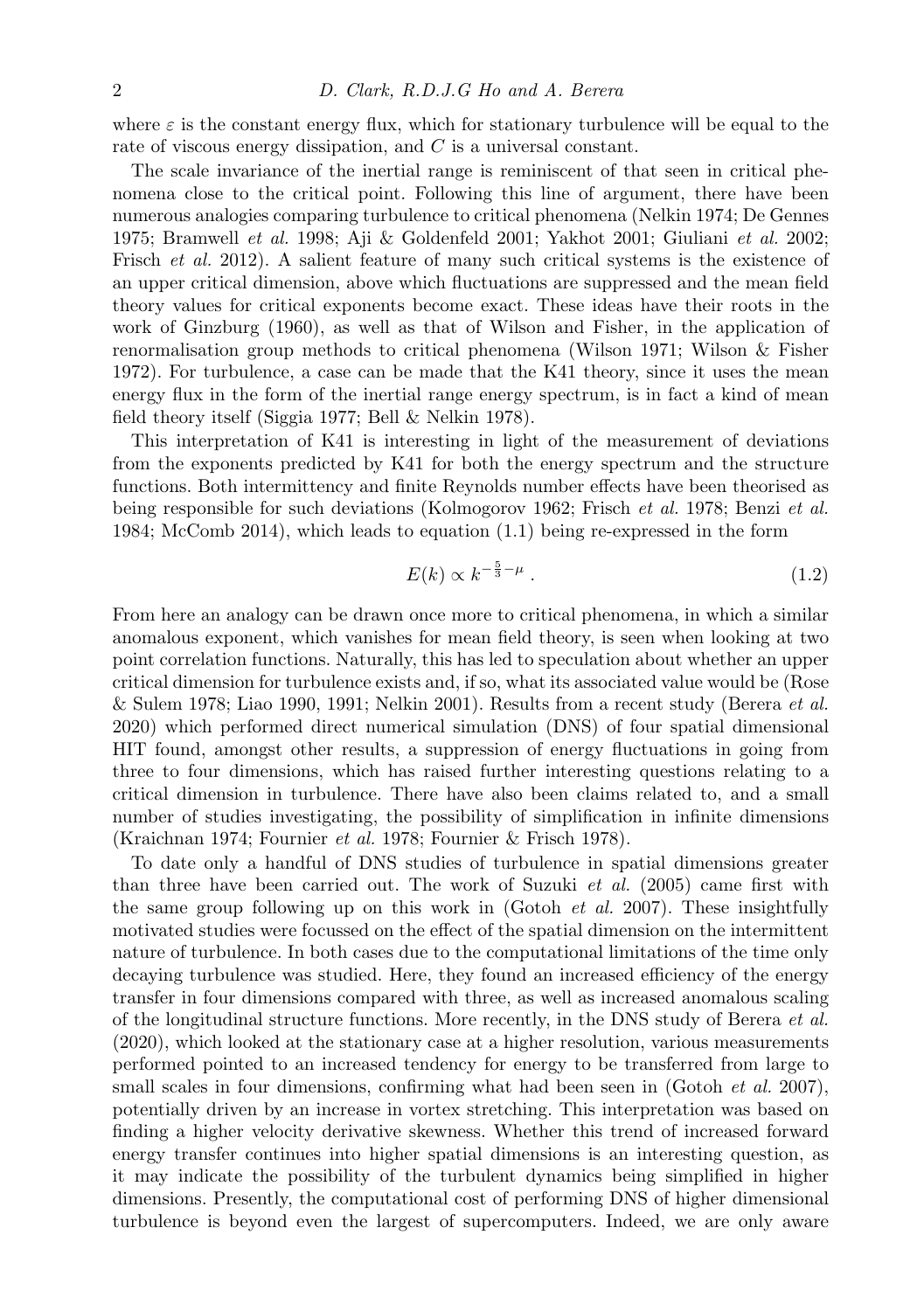where $\varepsilon$ is the constant energy flux, which for stationary turbulence will be equal to the rate of viscous energy dissipation, and $C$ is a universal constant.

The scale invariance of the inertial range is reminiscent of that seen in critical phenomena close to the critical point. Following this line of argument, there have been numerous analogies comparing turbulence to critical phenomena (Nelkin 1974; De Gennes 1975; Bramwell *et al.* 1998; Aji & Goldenfeld 2001; Yakhot 2001; Giuliani *et al.* 2002; Frisch *et al.* 2012). A salient feature of many such critical systems is the existence of an upper critical dimension, above which fluctuations are suppressed and the mean field theory values for critical exponents become exact. These ideas have their roots in the work of Ginzburg (1960), as well as that of Wilson and Fisher, in the application of renormalisation group methods to critical phenomena (Wilson 1971; Wilson & Fisher 1972). For turbulence, a case can be made that the K41 theory, since it uses the mean energy flux in the form of the inertial range energy spectrum, is in fact a kind of mean field theory itself (Siggia 1977; Bell & Nelkin 1978).

This interpretation of K41 is interesting in light of the measurement of deviations from the exponents predicted by K41 for both the energy spectrum and the structure functions. Both intermittency and finite Reynolds number effects have been theorised as being responsible for such deviations (Kolmogorov 1962; Frisch *et al.* 1978; Benzi *et al.* 1984; McComb 2014), which leads to equation (1.1) being re-expressed in the form

$$E(k) \propto k^{-\frac{5}{3}-\mu} \, . \tag{1.2}$$

From here an analogy can be drawn once more to critical phenomena, in which a similar anomalous exponent, which vanishes for mean field theory, is seen when looking at two point correlation functions. Naturally, this has led to speculation about whether an upper critical dimension for turbulence exists and, if so, what its associated value would be (Rose & Sulem 1978; Liao 1990, 1991; Nelkin 2001). Results from a recent study (Berera *et al.* 2020) which performed direct numerical simulation (DNS) of four spatial dimensional HIT found, amongst other results, a suppression of energy fluctuations in going from three to four dimensions, which has raised further interesting questions relating to a critical dimension in turbulence. There have also been claims related to, and a small number of studies investigating, the possibility of simplification in infinite dimensions (Kraichnan 1974; Fournier *et al.* 1978; Fournier & Frisch 1978).

To date only a handful of DNS studies of turbulence in spatial dimensions greater than three have been carried out. The work of Suzuki *et al.* (2005) came first with the same group following up on this work in (Gotoh *et al.* 2007). These insightfully motivated studies were focussed on the effect of the spatial dimension on the intermittent nature of turbulence. In both cases due to the computational limitations of the time only decaying turbulence was studied. Here, they found an increased efficiency of the energy transfer in four dimensions compared with three, as well as increased anomalous scaling of the longitudinal structure functions. More recently, in the DNS study of Berera *et al.* (2020), which looked at the stationary case at a higher resolution, various measurements performed pointed to an increased tendency for energy to be transferred from large to small scales in four dimensions, confirming what had been seen in (Gotoh *et al.* 2007), potentially driven by an increase in vortex stretching. This interpretation was based on finding a higher velocity derivative skewness. Whether this trend of increased forward energy transfer continues into higher spatial dimensions is an interesting question, as it may indicate the possibility of the turbulent dynamics being simplified in higher dimensions. Presently, the computational cost of performing DNS of higher dimensional turbulence is beyond even the largest of supercomputers. Indeed, we are only aware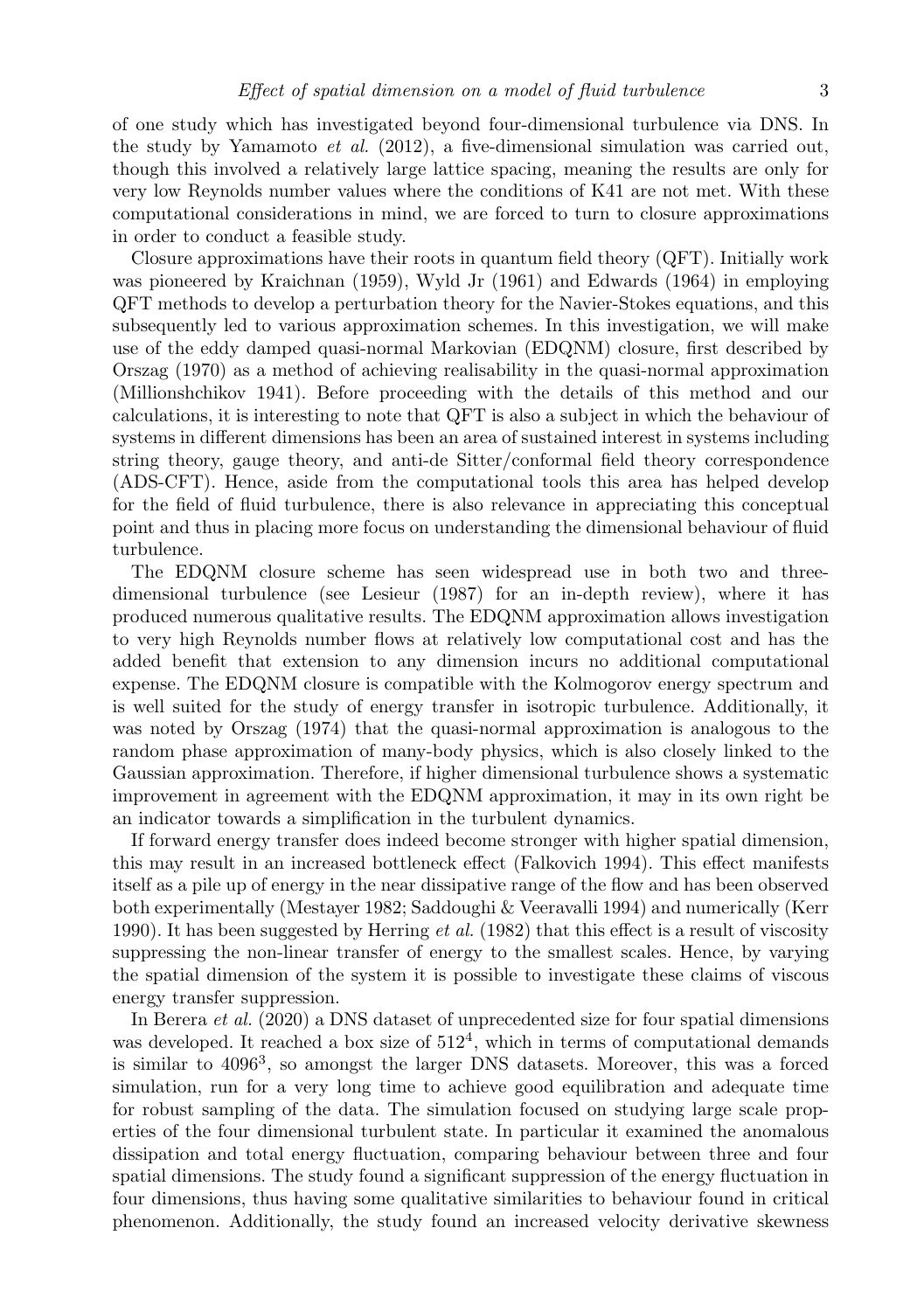of one study which has investigated beyond four-dimensional turbulence via DNS. In the study by Yamamoto *et al.* (2012), a five-dimensional simulation was carried out, though this involved a relatively large lattice spacing, meaning the results are only for very low Reynolds number values where the conditions of K41 are not met. With these computational considerations in mind, we are forced to turn to closure approximations in order to conduct a feasible study.

Closure approximations have their roots in quantum field theory (QFT). Initially work was pioneered by Kraichnan (1959), Wyld Jr (1961) and Edwards (1964) in employing QFT methods to develop a perturbation theory for the Navier-Stokes equations, and this subsequently led to various approximation schemes. In this investigation, we will make use of the eddy damped quasi-normal Markovian (EDQNM) closure, first described by Orszag (1970) as a method of achieving realisability in the quasi-normal approximation (Millionshchikov 1941). Before proceeding with the details of this method and our calculations, it is interesting to note that QFT is also a subject in which the behaviour of systems in different dimensions has been an area of sustained interest in systems including string theory, gauge theory, and anti-de Sitter/conformal field theory correspondence (ADS-CFT). Hence, aside from the computational tools this area has helped develop for the field of fluid turbulence, there is also relevance in appreciating this conceptual point and thus in placing more focus on understanding the dimensional behaviour of fluid turbulence.

The EDQNM closure scheme has seen widespread use in both two and three-dimensional turbulence (see Lesieur (1987) for an in-depth review), where it has produced numerous qualitative results. The EDQNM approximation allows investigation to very high Reynolds number flows at relatively low computational cost and has the added benefit that extension to any dimension incurs no additional computational expense. The EDQNM closure is compatible with the Kolmogorov energy spectrum and is well suited for the study of energy transfer in isotropic turbulence. Additionally, it was noted by Orszag (1974) that the quasi-normal approximation is analogous to the random phase approximation of many-body physics, which is also closely linked to the Gaussian approximation. Therefore, if higher dimensional turbulence shows a systematic improvement in agreement with the EDQNM approximation, it may in its own right be an indicator towards a simplification in the turbulent dynamics.

If forward energy transfer does indeed become stronger with higher spatial dimension, this may result in an increased bottleneck effect (Falkovich 1994). This effect manifests itself as a pile up of energy in the near dissipative range of the flow and has been observed both experimentally (Mestayer 1982; Saddoughi & Veeravalli 1994) and numerically (Kerr 1990). It has been suggested by Herring *et al.* (1982) that this effect is a result of viscosity suppressing the non-linear transfer of energy to the smallest scales. Hence, by varying the spatial dimension of the system it is possible to investigate these claims of viscous energy transfer suppression.

In Berera *et al.* (2020) a DNS dataset of unprecedented size for four spatial dimensions was developed. It reached a box size of $512^4$, which in terms of computational demands is similar to $4096^3$, so amongst the larger DNS datasets. Moreover, this was a forced simulation, run for a very long time to achieve good equilibration and adequate time for robust sampling of the data. The simulation focused on studying large scale properties of the four dimensional turbulent state. In particular it examined the anomalous dissipation and total energy fluctuation, comparing behaviour between three and four spatial dimensions. The study found a significant suppression of the energy fluctuation in four dimensions, thus having some qualitative similarities to behaviour found in critical phenomenon. Additionally, the study found an increased velocity derivative skewness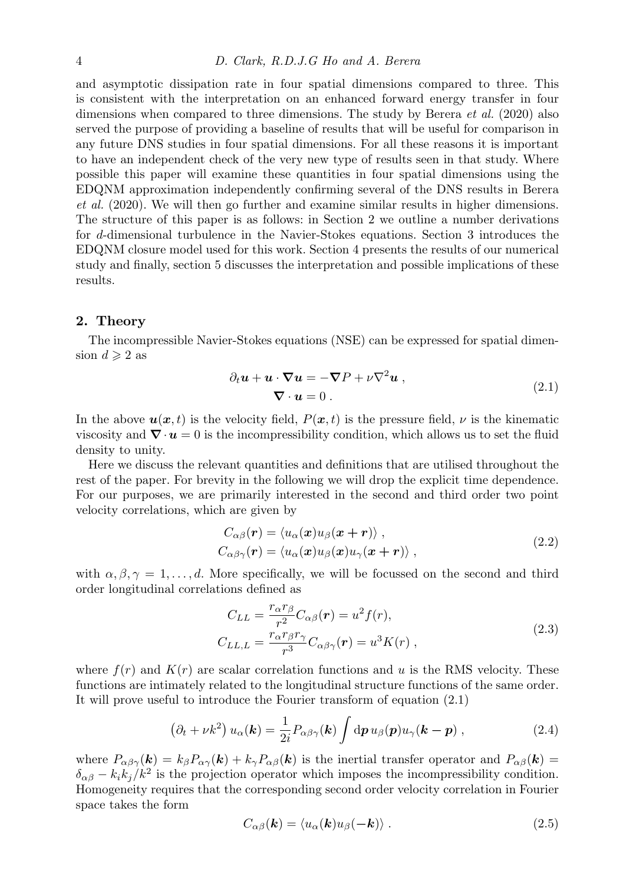and asymptotic dissipation rate in four spatial dimensions compared to three. This is consistent with the interpretation on an enhanced forward energy transfer in four dimensions when compared to three dimensions. The study by Berera *et al.* (2020) also served the purpose of providing a baseline of results that will be useful for comparison in any future DNS studies in four spatial dimensions. For all these reasons it is important to have an independent check of the very new type of results seen in that study. Where possible this paper will examine these quantities in four spatial dimensions using the EDQNM approximation independently confirming several of the DNS results in Berera *et al.* (2020). We will then go further and examine similar results in higher dimensions. The structure of this paper is as follows: in Section 2 we outline a number derivations for $d$-dimensional turbulence in the Navier-Stokes equations. Section 3 introduces the EDQNM closure model used for this work. Section 4 presents the results of our numerical study and finally, section 5 discusses the interpretation and possible implications of these results.

## 2. Theory

The incompressible Navier-Stokes equations (NSE) can be expressed for spatial dimension $d \geqslant 2$ as

$$
\begin{gathered}
\partial_t \boldsymbol{u} + \boldsymbol{u} \cdot \boldsymbol{\nabla} \boldsymbol{u} = -\boldsymbol{\nabla} P + \nu \nabla^2 \boldsymbol{u} \, , \\
\boldsymbol{\nabla} \cdot \boldsymbol{u} = 0 \, .
\end{gathered}
\tag{2.1}
$$

In the above $\boldsymbol{u}(\boldsymbol{x}, t)$ is the velocity field, $P(\boldsymbol{x}, t)$ is the pressure field, $\nu$ is the kinematic viscosity and $\boldsymbol{\nabla} \cdot \boldsymbol{u} = 0$ is the incompressibility condition, which allows us to set the fluid density to unity.

Here we discuss the relevant quantities and definitions that are utilised throughout the rest of the paper. For brevity in the following we will drop the explicit time dependence. For our purposes, we are primarily interested in the second and third order two point velocity correlations, which are given by

$$
\begin{aligned}
C_{\alpha\beta}(\boldsymbol{r}) &= \langle u_\alpha(\boldsymbol{x}) u_\beta(\boldsymbol{x} + \boldsymbol{r}) \rangle \, , \\
C_{\alpha\beta\gamma}(\boldsymbol{r}) &= \langle u_\alpha(\boldsymbol{x}) u_\beta(\boldsymbol{x}) u_\gamma(\boldsymbol{x} + \boldsymbol{r}) \rangle \, ,
\end{aligned}
\tag{2.2}
$$

with $\alpha, \beta, \gamma = 1, \ldots, d$. More specifically, we will be focussed on the second and third order longitudinal correlations defined as

$$
\begin{aligned}
C_{LL} &= \frac{r_\alpha r_\beta}{r^2} C_{\alpha\beta}(\boldsymbol{r}) = u^2 f(r), \\
C_{LL,L} &= \frac{r_\alpha r_\beta r_\gamma}{r^3} C_{\alpha\beta\gamma}(\boldsymbol{r}) = u^3 K(r) \, ,
\end{aligned}
\tag{2.3}
$$

where $f(r)$ and $K(r)$ are scalar correlation functions and $u$ is the RMS velocity. These functions are intimately related to the longitudinal structure functions of the same order. It will prove useful to introduce the Fourier transform of equation (2.1)

$$
\left( \partial_t + \nu k^2 \right) u_\alpha(\boldsymbol{k}) = \frac{1}{2i} P_{\alpha\beta\gamma}(\boldsymbol{k}) \int \mathrm{d}\boldsymbol{p} \, u_\beta(\boldsymbol{p}) u_\gamma(\boldsymbol{k} - \boldsymbol{p}) \, ,
\tag{2.4}
$$

where $P_{\alpha\beta\gamma}(\boldsymbol{k}) = k_\beta P_{\alpha\gamma}(\boldsymbol{k}) + k_\gamma P_{\alpha\beta}(\boldsymbol{k})$ is the inertial transfer operator and $P_{\alpha\beta}(\boldsymbol{k}) = \delta_{\alpha\beta} - k_i k_j / k^2$ is the projection operator which imposes the incompressibility condition. Homogeneity requires that the corresponding second order velocity correlation in Fourier space takes the form

$$
C_{\alpha\beta}(\boldsymbol{k}) = \langle u_\alpha(\boldsymbol{k}) u_\beta(-\boldsymbol{k}) \rangle \, .
\tag{2.5}
$$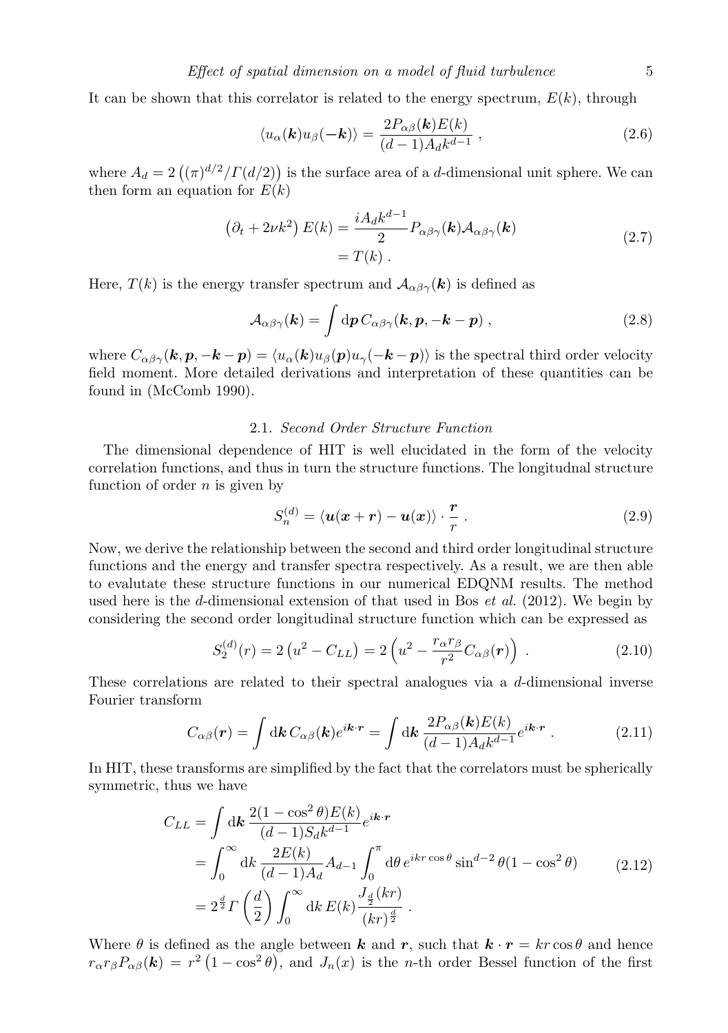It can be shown that this correlator is related to the energy spectrum, $E(k)$, through

$$\langle u_\alpha(\boldsymbol{k}) u_\beta(-\boldsymbol{k})\rangle = \frac{2P_{\alpha\beta}(\boldsymbol{k})E(k)}{(d-1)A_d k^{d-1}} \,, \tag{2.6}$$

where $A_d = 2\left((\pi)^{d/2}/\Gamma(d/2)\right)$ is the surface area of a $d$-dimensional unit sphere. We can then form an equation for $E(k)$

$$\begin{aligned}
\left(\partial_t + 2\nu k^2\right) E(k) &= \frac{iA_d k^{d-1}}{2} P_{\alpha\beta\gamma}(\boldsymbol{k})\mathcal{A}_{\alpha\beta\gamma}(\boldsymbol{k}) \\
&= T(k) \,.
\end{aligned} \tag{2.7}$$

Here, $T(k)$ is the energy transfer spectrum and $\mathcal{A}_{\alpha\beta\gamma}(\boldsymbol{k})$ is defined as

$$\mathcal{A}_{\alpha\beta\gamma}(\boldsymbol{k}) = \int \mathrm{d}\boldsymbol{p}\, C_{\alpha\beta\gamma}(\boldsymbol{k}, \boldsymbol{p}, -\boldsymbol{k}-\boldsymbol{p}) \,, \tag{2.8}$$

where $C_{\alpha\beta\gamma}(\boldsymbol{k}, \boldsymbol{p}, -\boldsymbol{k}-\boldsymbol{p}) = \langle u_\alpha(\boldsymbol{k}) u_\beta(\boldsymbol{p}) u_\gamma(-\boldsymbol{k}-\boldsymbol{p})\rangle$ is the spectral third order velocity field moment. More detailed derivations and interpretation of these quantities can be found in (McComb 1990).

### 2.1. *Second Order Structure Function*

The dimensional dependence of HIT is well elucidated in the form of the velocity correlation functions, and thus in turn the structure functions. The longitudnal structure function of order $n$ is given by

$$S_n^{(d)} = \langle \boldsymbol{u}(\boldsymbol{x}+\boldsymbol{r}) - \boldsymbol{u}(\boldsymbol{x})\rangle \cdot \frac{\boldsymbol{r}}{r} \,. \tag{2.9}$$

Now, we derive the relationship between the second and third order longitudinal structure functions and the energy and transfer spectra respectively. As a result, we are then able to evalutate these structure functions in our numerical EDQNM results. The method used here is the $d$-dimensional extension of that used in Bos *et al.* (2012). We begin by considering the second order longitudinal structure function which can be expressed as

$$S_2^{(d)}(r) = 2\left(u^2 - C_{LL}\right) = 2\left(u^2 - \frac{r_\alpha r_\beta}{r^2} C_{\alpha\beta}(\boldsymbol{r})\right) \,. \tag{2.10}$$

These correlations are related to their spectral analogues via a $d$-dimensional inverse Fourier transform

$$C_{\alpha\beta}(\boldsymbol{r}) = \int \mathrm{d}\boldsymbol{k}\, C_{\alpha\beta}(\boldsymbol{k}) e^{i\boldsymbol{k}\cdot\boldsymbol{r}} = \int \mathrm{d}\boldsymbol{k}\, \frac{2P_{\alpha\beta}(\boldsymbol{k})E(k)}{(d-1)A_d k^{d-1}} e^{i\boldsymbol{k}\cdot\boldsymbol{r}} \,. \tag{2.11}$$

In HIT, these transforms are simplified by the fact that the correlators must be spherically symmetric, thus we have

$$\begin{aligned}
C_{LL} &= \int \mathrm{d}\boldsymbol{k}\, \frac{2(1-\cos^2\theta)E(k)}{(d-1)S_d k^{d-1}} e^{i\boldsymbol{k}\cdot\boldsymbol{r}} \\
&= \int_0^\infty \mathrm{d}k\, \frac{2E(k)}{(d-1)A_d} A_{d-1} \int_0^\pi \mathrm{d}\theta\, e^{ikr\cos\theta} \sin^{d-2}\theta (1-\cos^2\theta) \\
&= 2^{\frac{d}{2}} \Gamma\left(\frac{d}{2}\right) \int_0^\infty \mathrm{d}k\, E(k) \frac{J_{\frac{d}{2}}(kr)}{(kr)^{\frac{d}{2}}} \,.
\end{aligned} \tag{2.12}$$

Where $\theta$ is defined as the angle between $\boldsymbol{k}$ and $\boldsymbol{r}$, such that $\boldsymbol{k}\cdot\boldsymbol{r} = kr\cos\theta$ and hence $r_\alpha r_\beta P_{\alpha\beta}(\boldsymbol{k}) = r^2\left(1-\cos^2\theta\right)$, and $J_n(x)$ is the $n$-th order Bessel function of the first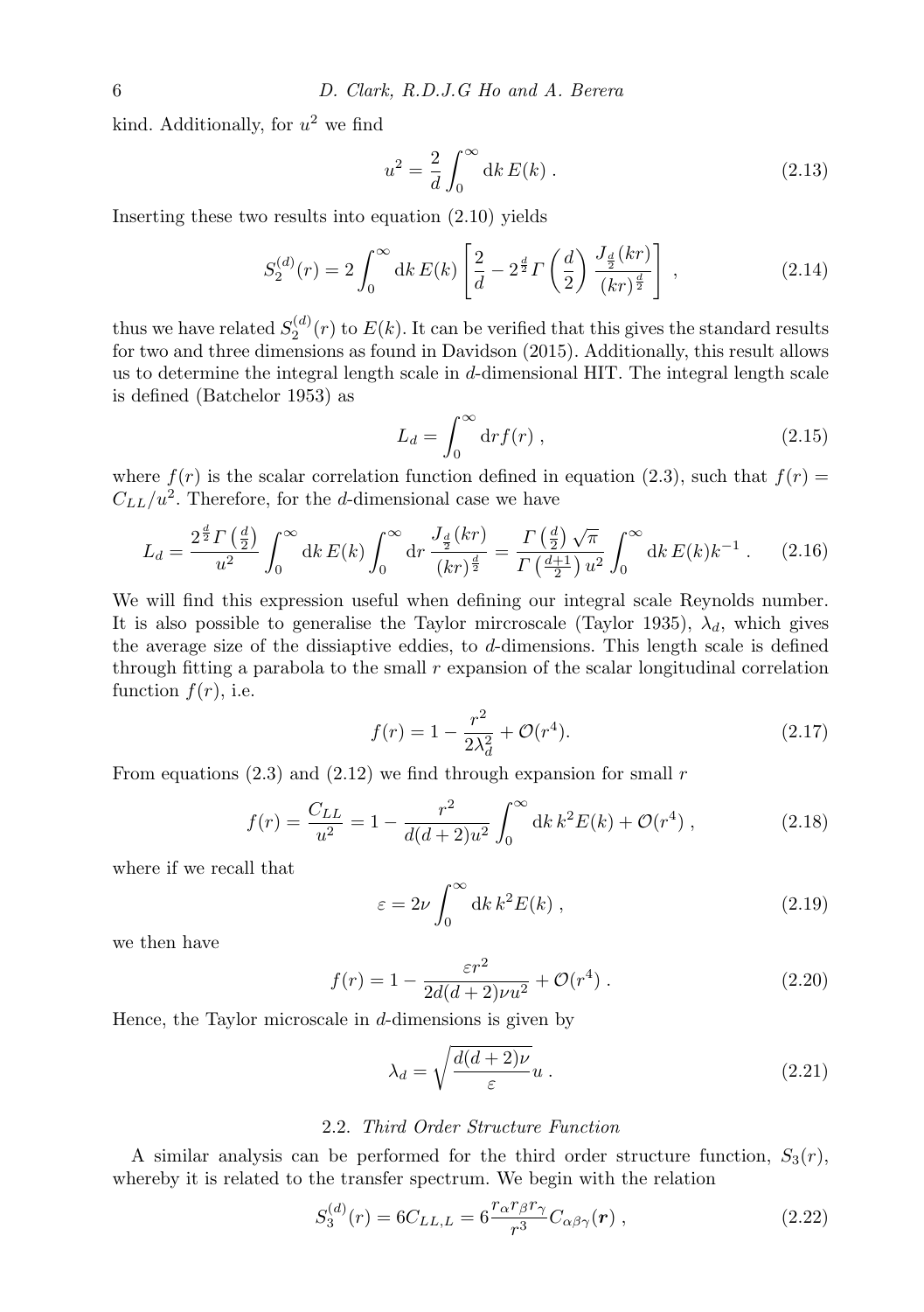kind. Additionally, for $u^2$ we find

$$u^2 = \frac{2}{d}\int_0^\infty \mathrm{d}k\, E(k)\ . \tag{2.13}$$

Inserting these two results into equation (2.10) yields

$$S_2^{(d)}(r) = 2\int_0^\infty \mathrm{d}k\, E(k)\left[\frac{2}{d} - 2^{\frac{d}{2}}\Gamma\left(\frac{d}{2}\right)\frac{J_{\frac{d}{2}}(kr)}{(kr)^{\frac{d}{2}}}\right]\ , \tag{2.14}$$

thus we have related $S_2^{(d)}(r)$ to $E(k)$. It can be verified that this gives the standard results for two and three dimensions as found in Davidson (2015). Additionally, this result allows us to determine the integral length scale in $d$-dimensional HIT. The integral length scale is defined (Batchelor 1953) as

$$L_d = \int_0^\infty \mathrm{d}r f(r)\ , \tag{2.15}$$

where $f(r)$ is the scalar correlation function defined in equation (2.3), such that $f(r) = C_{LL}/u^2$. Therefore, for the $d$-dimensional case we have

$$L_d = \frac{2^{\frac{d}{2}}\Gamma\left(\frac{d}{2}\right)}{u^2}\int_0^\infty \mathrm{d}k\, E(k)\int_0^\infty \mathrm{d}r\,\frac{J_{\frac{d}{2}}(kr)}{(kr)^{\frac{d}{2}}} = \frac{\Gamma\left(\frac{d}{2}\right)\sqrt{\pi}}{\Gamma\left(\frac{d+1}{2}\right)u^2}\int_0^\infty \mathrm{d}k\, E(k)k^{-1}\ . \tag{2.16}$$

We will find this expression useful when defining our integral scale Reynolds number. It is also possible to generalise the Taylor mircroscale (Taylor 1935), $\lambda_d$, which gives the average size of the dissiaptive eddies, to $d$-dimensions. This length scale is defined through fitting a parabola to the small $r$ expansion of the scalar longitudinal correlation function $f(r)$, i.e.

$$f(r) = 1 - \frac{r^2}{2\lambda_d^2} + \mathcal{O}(r^4). \tag{2.17}$$

From equations (2.3) and (2.12) we find through expansion for small $r$

$$f(r) = \frac{C_{LL}}{u^2} = 1 - \frac{r^2}{d(d+2)u^2}\int_0^\infty \mathrm{d}k\, k^2 E(k) + \mathcal{O}(r^4)\ , \tag{2.18}$$

where if we recall that

$$\varepsilon = 2\nu\int_0^\infty \mathrm{d}k\, k^2 E(k)\ , \tag{2.19}$$

we then have

$$f(r) = 1 - \frac{\varepsilon r^2}{2d(d+2)\nu u^2} + \mathcal{O}(r^4)\ . \tag{2.20}$$

Hence, the Taylor microscale in $d$-dimensions is given by

$$\lambda_d = \sqrt{\frac{d(d+2)\nu}{\varepsilon}}\, u\ . \tag{2.21}$$

### 2.2. *Third Order Structure Function*

A similar analysis can be performed for the third order structure function, $S_3(r)$, whereby it is related to the transfer spectrum. We begin with the relation

$$S_3^{(d)}(r) = 6C_{LL,L} = 6\frac{r_\alpha r_\beta r_\gamma}{r^3}C_{\alpha\beta\gamma}(\boldsymbol{r})\ , \tag{2.22}$$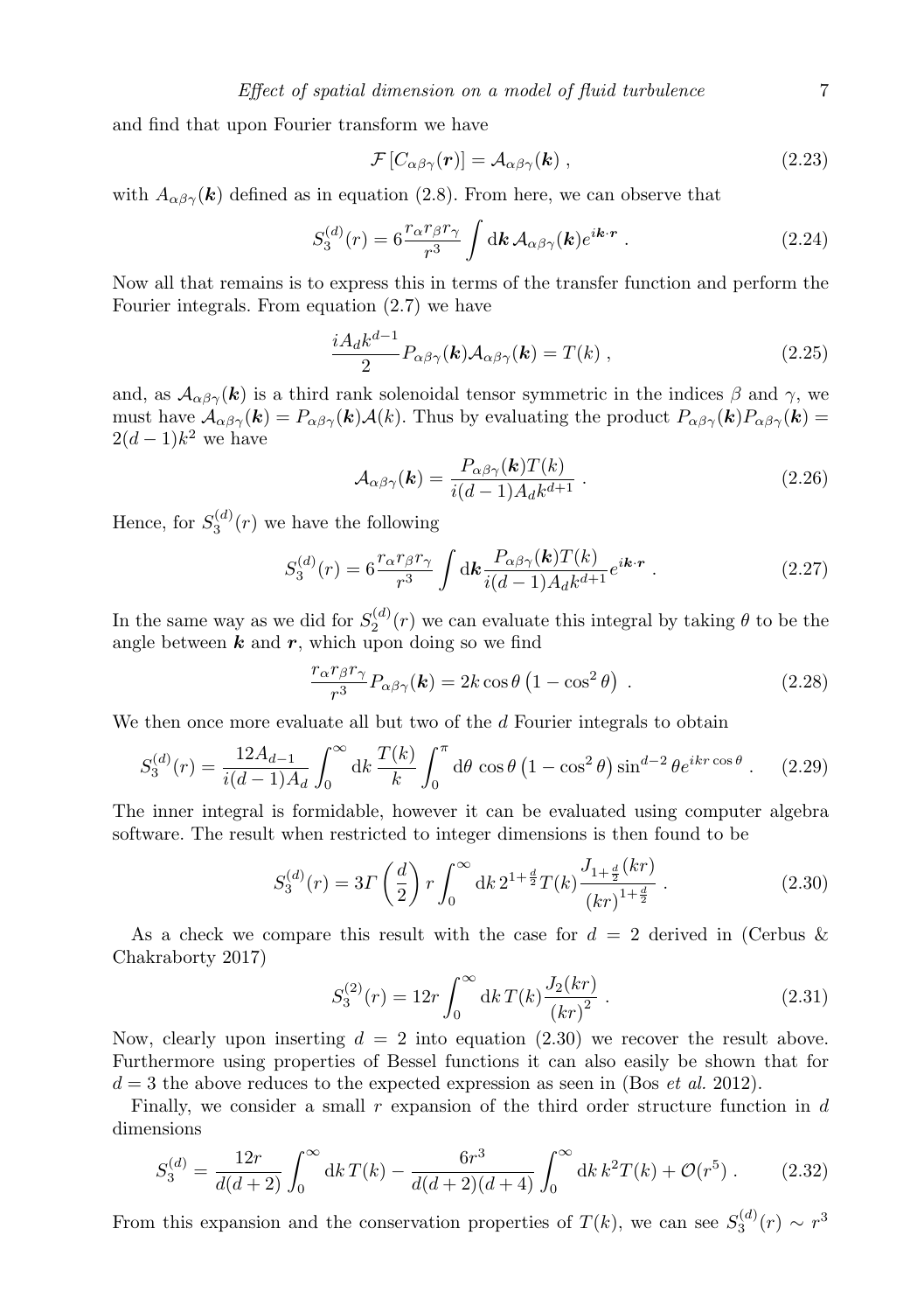and find that upon Fourier transform we have

$$\mathcal{F}\left[C_{\alpha\beta\gamma}(\boldsymbol{r})\right] = \mathcal{A}_{\alpha\beta\gamma}(\boldsymbol{k}) \ , \tag{2.23}$$

with $A_{\alpha\beta\gamma}(\boldsymbol{k})$ defined as in equation (2.8). From here, we can observe that

$$S_3^{(d)}(r) = 6\frac{r_\alpha r_\beta r_\gamma}{r^3} \int \mathrm{d}\boldsymbol{k}\, \mathcal{A}_{\alpha\beta\gamma}(\boldsymbol{k}) e^{i\boldsymbol{k}\cdot\boldsymbol{r}} \ . \tag{2.24}$$

Now all that remains is to express this in terms of the transfer function and perform the Fourier integrals. From equation (2.7) we have

$$\frac{iA_d k^{d-1}}{2} P_{\alpha\beta\gamma}(\boldsymbol{k})\mathcal{A}_{\alpha\beta\gamma}(\boldsymbol{k}) = T(k) \ , \tag{2.25}$$

and, as $\mathcal{A}_{\alpha\beta\gamma}(\boldsymbol{k})$ is a third rank solenoidal tensor symmetric in the indices $\beta$ and $\gamma$, we must have $\mathcal{A}_{\alpha\beta\gamma}(\boldsymbol{k}) = P_{\alpha\beta\gamma}(\boldsymbol{k})\mathcal{A}(k)$. Thus by evaluating the product $P_{\alpha\beta\gamma}(\boldsymbol{k})P_{\alpha\beta\gamma}(\boldsymbol{k}) = 2(d-1)k^2$ we have

$$\mathcal{A}_{\alpha\beta\gamma}(\boldsymbol{k}) = \frac{P_{\alpha\beta\gamma}(\boldsymbol{k})T(k)}{i(d-1)A_d k^{d+1}} \ . \tag{2.26}$$

Hence, for $S_3^{(d)}(r)$ we have the following

$$S_3^{(d)}(r) = 6\frac{r_\alpha r_\beta r_\gamma}{r^3} \int \mathrm{d}\boldsymbol{k} \frac{P_{\alpha\beta\gamma}(\boldsymbol{k})T(k)}{i(d-1)A_d k^{d+1}} e^{i\boldsymbol{k}\cdot\boldsymbol{r}} \ . \tag{2.27}$$

In the same way as we did for $S_2^{(d)}(r)$ we can evaluate this integral by taking $\theta$ to be the angle between $\boldsymbol{k}$ and $\boldsymbol{r}$, which upon doing so we find

$$\frac{r_\alpha r_\beta r_\gamma}{r^3} P_{\alpha\beta\gamma}(\boldsymbol{k}) = 2k\cos\theta\left(1-\cos^2\theta\right) \ . \tag{2.28}$$

We then once more evaluate all but two of the $d$ Fourier integrals to obtain

$$S_3^{(d)}(r) = \frac{12A_{d-1}}{i(d-1)A_d} \int_0^\infty \mathrm{d}k\, \frac{T(k)}{k} \int_0^\pi \mathrm{d}\theta\, \cos\theta\left(1-\cos^2\theta\right)\sin^{d-2}\theta e^{ikr\cos\theta} \ . \tag{2.29}$$

The inner integral is formidable, however it can be evaluated using computer algebra software. The result when restricted to integer dimensions is then found to be

$$S_3^{(d)}(r) = 3\Gamma\left(\frac{d}{2}\right) r \int_0^\infty \mathrm{d}k\, 2^{1+\frac{d}{2}} T(k) \frac{J_{1+\frac{d}{2}}(kr)}{(kr)^{1+\frac{d}{2}}} \ . \tag{2.30}$$

As a check we compare this result with the case for $d=2$ derived in (Cerbus & Chakraborty 2017)

$$S_3^{(2)}(r) = 12r \int_0^\infty \mathrm{d}k\, T(k) \frac{J_2(kr)}{(kr)^2} \ . \tag{2.31}$$

Now, clearly upon inserting $d=2$ into equation (2.30) we recover the result above. Furthermore using properties of Bessel functions it can also easily be shown that for $d=3$ the above reduces to the expected expression as seen in (Bos *et al.* 2012).

Finally, we consider a small $r$ expansion of the third order structure function in $d$ dimensions

$$S_3^{(d)} = \frac{12r}{d(d+2)} \int_0^\infty \mathrm{d}k\, T(k) - \frac{6r^3}{d(d+2)(d+4)} \int_0^\infty \mathrm{d}k\, k^2 T(k) + \mathcal{O}(r^5) \ . \tag{2.32}$$

From this expansion and the conservation properties of $T(k)$, we can see $S_3^{(d)}(r) \sim r^3$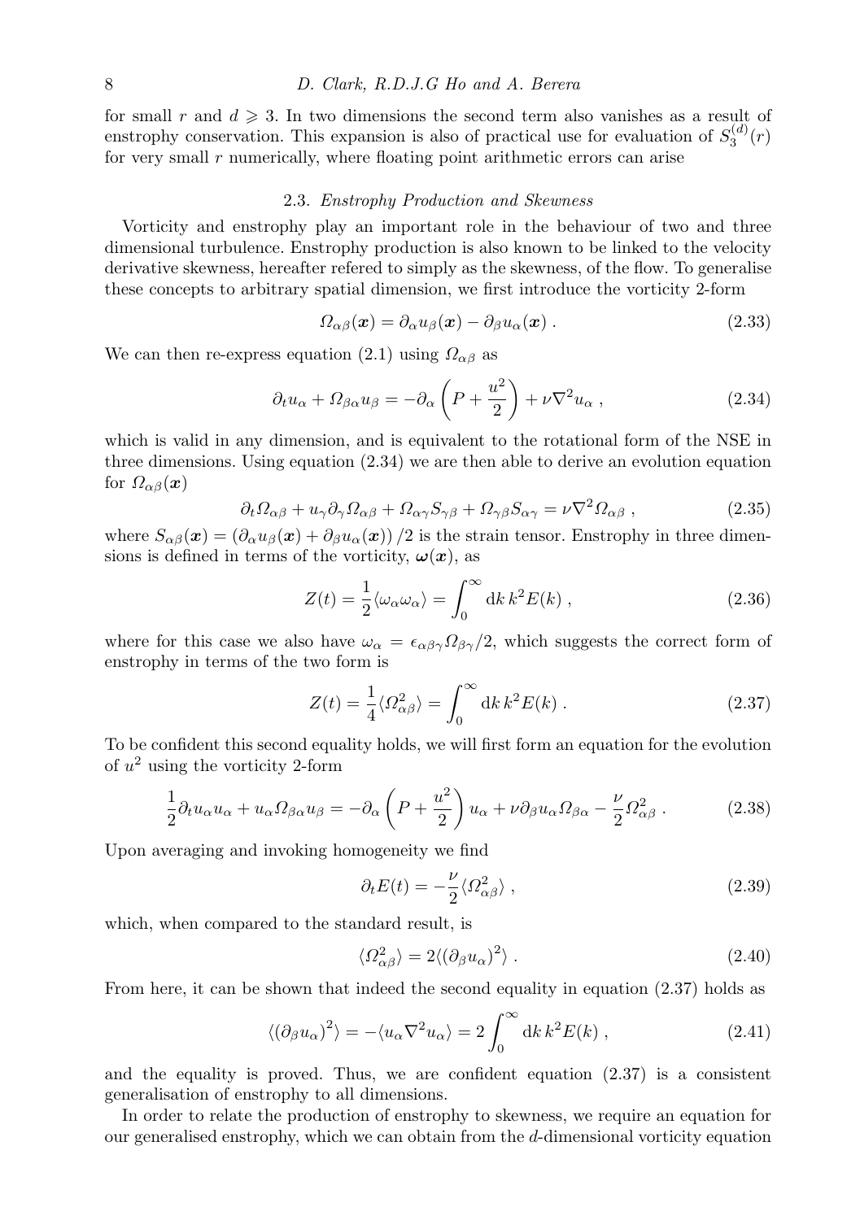for small $r$ and $d \geqslant 3$. In two dimensions the second term also vanishes as a result of enstrophy conservation. This expansion is also of practical use for evaluation of $S_3^{(d)}(r)$ for very small $r$ numerically, where floating point arithmetic errors can arise

### 2.3. *Enstrophy Production and Skewness*

Vorticity and enstrophy play an important role in the behaviour of two and three dimensional turbulence. Enstrophy production is also known to be linked to the velocity derivative skewness, hereafter refered to simply as the skewness, of the flow. To generalise these concepts to arbitrary spatial dimension, we first introduce the vorticity 2-form

$$\Omega_{\alpha\beta}(\boldsymbol{x}) = \partial_\alpha u_\beta(\boldsymbol{x}) - \partial_\beta u_\alpha(\boldsymbol{x}) \ . \tag{2.33}$$

We can then re-express equation (2.1) using $\Omega_{\alpha\beta}$ as

$$\partial_t u_\alpha + \Omega_{\beta\alpha} u_\beta = -\partial_\alpha \left( P + \frac{u^2}{2} \right) + \nu \nabla^2 u_\alpha \ , \tag{2.34}$$

which is valid in any dimension, and is equivalent to the rotational form of the NSE in three dimensions. Using equation (2.34) we are then able to derive an evolution equation for $\Omega_{\alpha\beta}(\boldsymbol{x})$

$$\partial_t \Omega_{\alpha\beta} + u_\gamma \partial_\gamma \Omega_{\alpha\beta} + \Omega_{\alpha\gamma} S_{\gamma\beta} + \Omega_{\gamma\beta} S_{\alpha\gamma} = \nu \nabla^2 \Omega_{\alpha\beta} \ , \tag{2.35}$$

where $S_{\alpha\beta}(\boldsymbol{x}) = \left(\partial_\alpha u_\beta(\boldsymbol{x}) + \partial_\beta u_\alpha(\boldsymbol{x})\right)/2$ is the strain tensor. Enstrophy in three dimensions is defined in terms of the vorticity, $\boldsymbol{\omega}(\boldsymbol{x})$, as

$$Z(t) = \frac{1}{2} \langle \omega_\alpha \omega_\alpha \rangle = \int_0^\infty \mathrm{d}k \, k^2 E(k) \ , \tag{2.36}$$

where for this case we also have $\omega_\alpha = \epsilon_{\alpha\beta\gamma} \Omega_{\beta\gamma}/2$, which suggests the correct form of enstrophy in terms of the two form is

$$Z(t) = \frac{1}{4} \langle \Omega_{\alpha\beta}^2 \rangle = \int_0^\infty \mathrm{d}k \, k^2 E(k) \ . \tag{2.37}$$

To be confident this second equality holds, we will first form an equation for the evolution of $u^2$ using the vorticity 2-form

$$\frac{1}{2} \partial_t u_\alpha u_\alpha + u_\alpha \Omega_{\beta\alpha} u_\beta = -\partial_\alpha \left( P + \frac{u^2}{2} \right) u_\alpha + \nu \partial_\beta u_\alpha \Omega_{\beta\alpha} - \frac{\nu}{2} \Omega_{\alpha\beta}^2 \ . \tag{2.38}$$

Upon averaging and invoking homogeneity we find

$$\partial_t E(t) = -\frac{\nu}{2} \langle \Omega_{\alpha\beta}^2 \rangle \ , \tag{2.39}$$

which, when compared to the standard result, is

$$\langle \Omega_{\alpha\beta}^2 \rangle = 2 \langle (\partial_\beta u_\alpha)^2 \rangle \ . \tag{2.40}$$

From here, it can be shown that indeed the second equality in equation (2.37) holds as

$$\langle (\partial_\beta u_\alpha)^2 \rangle = -\langle u_\alpha \nabla^2 u_\alpha \rangle = 2 \int_0^\infty \mathrm{d}k \, k^2 E(k) \ , \tag{2.41}$$

and the equality is proved. Thus, we are confident equation (2.37) is a consistent generalisation of enstrophy to all dimensions.

In order to relate the production of enstrophy to skewness, we require an equation for our generalised enstrophy, which we can obtain from the $d$-dimensional vorticity equation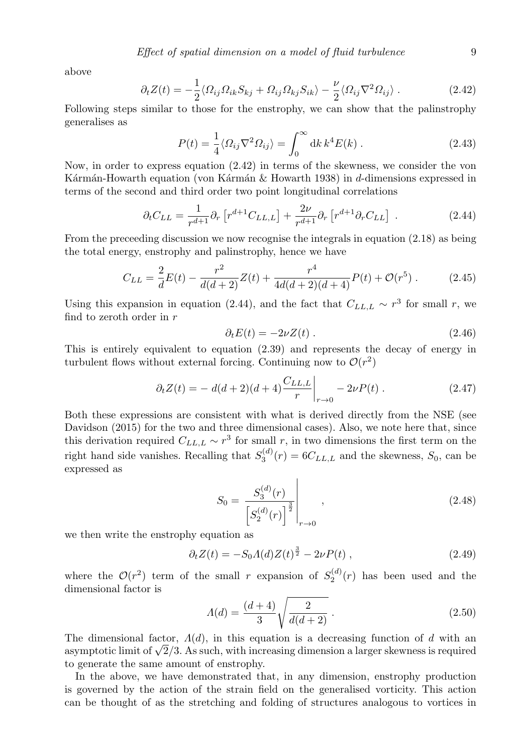above

$$\partial_t Z(t) = -\frac{1}{2}\langle \Omega_{ij}\Omega_{ik}S_{kj} + \Omega_{ij}\Omega_{kj}S_{ik}\rangle - \frac{\nu}{2}\langle \Omega_{ij}\nabla^2\Omega_{ij}\rangle \, . \tag{2.42}$$

Following steps similar to those for the enstrophy, we can show that the palinstrophy generalises as

$$P(t) = \frac{1}{4}\langle \Omega_{ij}\nabla^2\Omega_{ij}\rangle = \int_0^\infty \mathrm{d}k \, k^4 E(k) \, . \tag{2.43}$$

Now, in order to express equation (2.42) in terms of the skewness, we consider the von Kármán-Howarth equation (von Kármán & Howarth 1938) in $d$-dimensions expressed in terms of the second and third order two point longitudinal correlations

$$\partial_t C_{LL} = \frac{1}{r^{d+1}}\partial_r\left[r^{d+1}C_{LL,L}\right] + \frac{2\nu}{r^{d+1}}\partial_r\left[r^{d+1}\partial_r C_{LL}\right] \, . \tag{2.44}$$

From the preceeding discussion we now recognise the integrals in equation (2.18) as being the total energy, enstrophy and palinstrophy, hence we have

$$C_{LL} = \frac{2}{d}E(t) - \frac{r^2}{d(d+2)}Z(t) + \frac{r^4}{4d(d+2)(d+4)}P(t) + \mathcal{O}(r^5) \, . \tag{2.45}$$

Using this expansion in equation (2.44), and the fact that $C_{LL,L} \sim r^3$ for small $r$, we find to zeroth order in $r$

$$\partial_t E(t) = -2\nu Z(t) \, . \tag{2.46}$$

This is entirely equivalent to equation (2.39) and represents the decay of energy in turbulent flows without external forcing. Continuing now to $\mathcal{O}(r^2)$

$$\partial_t Z(t) = -\, d(d+2)(d+4)\left.\frac{C_{LL,L}}{r}\right|_{r\to 0} - 2\nu P(t) \, . \tag{2.47}$$

Both these expressions are consistent with what is derived directly from the NSE (see Davidson (2015) for the two and three dimensional cases). Also, we note here that, since this derivation required $C_{LL,L} \sim r^3$ for small $r$, in two dimensions the first term on the right hand side vanishes. Recalling that $S_3^{(d)}(r) = 6C_{LL,L}$ and the skewness, $S_0$, can be expressed as

$$S_0 = \left.\frac{S_3^{(d)}(r)}{\left[S_2^{(d)}(r)\right]^{\frac{3}{2}}}\right|_{r\to 0} \, , \tag{2.48}$$

we then write the enstrophy equation as

$$\partial_t Z(t) = -S_0 \Lambda(d) Z(t)^{\frac{3}{2}} - 2\nu P(t) \, , \tag{2.49}$$

where the $\mathcal{O}(r^2)$ term of the small $r$ expansion of $S_2^{(d)}(r)$ has been used and the dimensional factor is

$$\Lambda(d) = \frac{(d+4)}{3}\sqrt{\frac{2}{d(d+2)}} \, . \tag{2.50}$$

The dimensional factor, $\Lambda(d)$, in this equation is a decreasing function of $d$ with an asymptotic limit of $\sqrt{2}/3$. As such, with increasing dimension a larger skewness is required to generate the same amount of enstrophy.

In the above, we have demonstrated that, in any dimension, enstrophy production is governed by the action of the strain field on the generalised vorticity. This action can be thought of as the stretching and folding of structures analogous to vortices in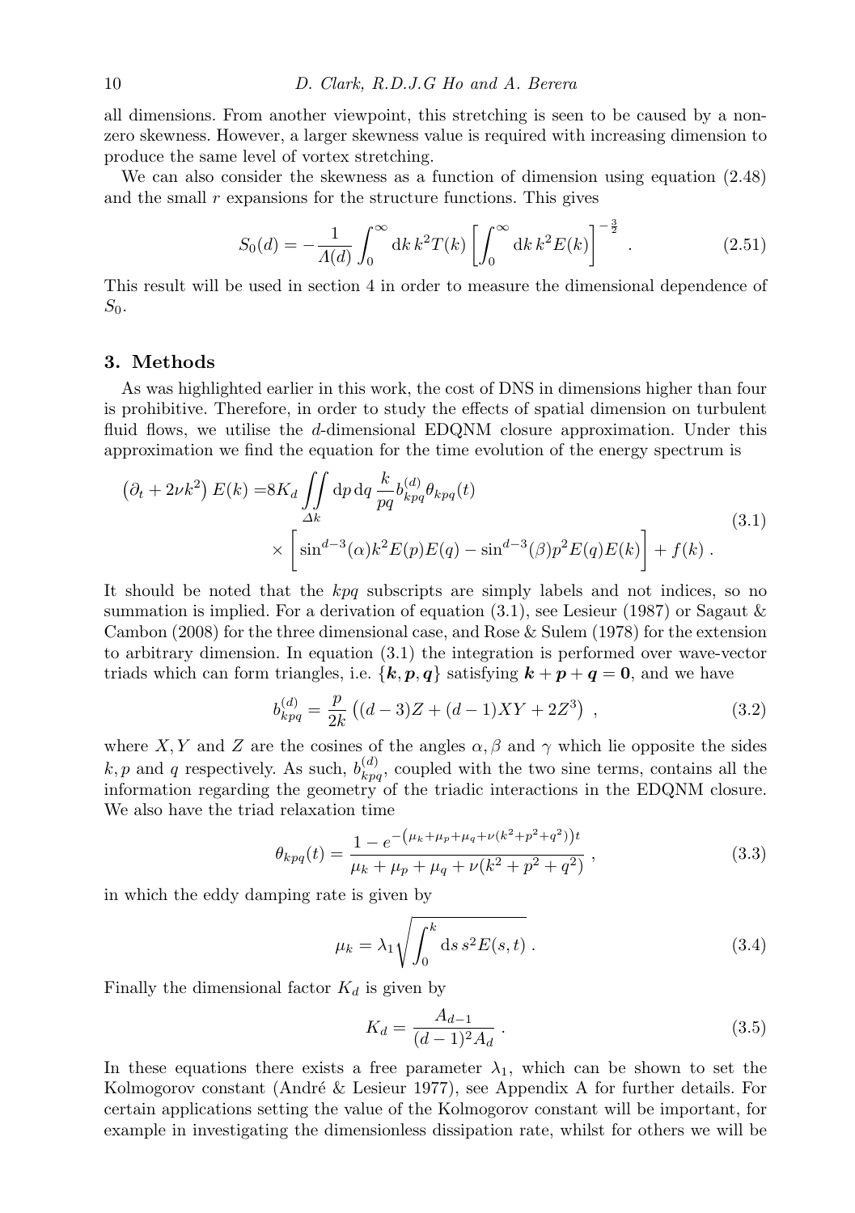all dimensions. From another viewpoint, this stretching is seen to be caused by a non-zero skewness. However, a larger skewness value is required with increasing dimension to produce the same level of vortex stretching.

We can also consider the skewness as a function of dimension using equation (2.48) and the small $r$ expansions for the structure functions. This gives

$$S_0(d) = -\frac{1}{\Lambda(d)} \int_0^\infty \mathrm{d}k\, k^2 T(k) \left[ \int_0^\infty \mathrm{d}k\, k^2 E(k) \right]^{-\frac{3}{2}} . \tag{2.51}$$

This result will be used in section 4 in order to measure the dimensional dependence of $S_0$.

## 3. Methods

As was highlighted earlier in this work, the cost of DNS in dimensions higher than four is prohibitive. Therefore, in order to study the effects of spatial dimension on turbulent fluid flows, we utilise the $d$-dimensional EDQNM closure approximation. Under this approximation we find the equation for the time evolution of the energy spectrum is

$$\begin{aligned}
\left(\partial_t + 2\nu k^2\right) E(k) =& 8K_d \iint\limits_{\Delta k} \mathrm{d}p\, \mathrm{d}q\, \frac{k}{pq} b^{(d)}_{kpq} \theta_{kpq}(t) \\
&\times \left[ \sin^{d-3}(\alpha) k^2 E(p) E(q) - \sin^{d-3}(\beta) p^2 E(q) E(k) \right] + f(k) \, .
\end{aligned} \tag{3.1}$$

It should be noted that the $kpq$ subscripts are simply labels and not indices, so no summation is implied. For a derivation of equation (3.1), see Lesieur (1987) or Sagaut & Cambon (2008) for the three dimensional case, and Rose & Sulem (1978) for the extension to arbitrary dimension. In equation (3.1) the integration is performed over wave-vector triads which can form triangles, i.e. $\{\boldsymbol{k}, \boldsymbol{p}, \boldsymbol{q}\}$ satisfying $\boldsymbol{k} + \boldsymbol{p} + \boldsymbol{q} = \boldsymbol{0}$, and we have

$$b^{(d)}_{kpq} = \frac{p}{2k} \left( (d-3)Z + (d-1)XY + 2Z^3 \right) \, , \tag{3.2}$$

where $X, Y$ and $Z$ are the cosines of the angles $\alpha, \beta$ and $\gamma$ which lie opposite the sides $k, p$ and $q$ respectively. As such, $b^{(d)}_{kpq}$, coupled with the two sine terms, contains all the information regarding the geometry of the triadic interactions in the EDQNM closure. We also have the triad relaxation time

$$\theta_{kpq}(t) = \frac{1 - e^{-\left(\mu_k + \mu_p + \mu_q + \nu(k^2+p^2+q^2)\right)t}}{\mu_k + \mu_p + \mu_q + \nu(k^2 + p^2 + q^2)} \, , \tag{3.3}$$

in which the eddy damping rate is given by

$$\mu_k = \lambda_1 \sqrt{\int_0^k \mathrm{d}s\, s^2 E(s,t)} \, . \tag{3.4}$$

Finally the dimensional factor $K_d$ is given by

$$K_d = \frac{A_{d-1}}{(d-1)^2 A_d} \, . \tag{3.5}$$

In these equations there exists a free parameter $\lambda_1$, which can be shown to set the Kolmogorov constant (André & Lesieur 1977), see Appendix A for further details. For certain applications setting the value of the Kolmogorov constant will be important, for example in investigating the dimensionless dissipation rate, whilst for others we will be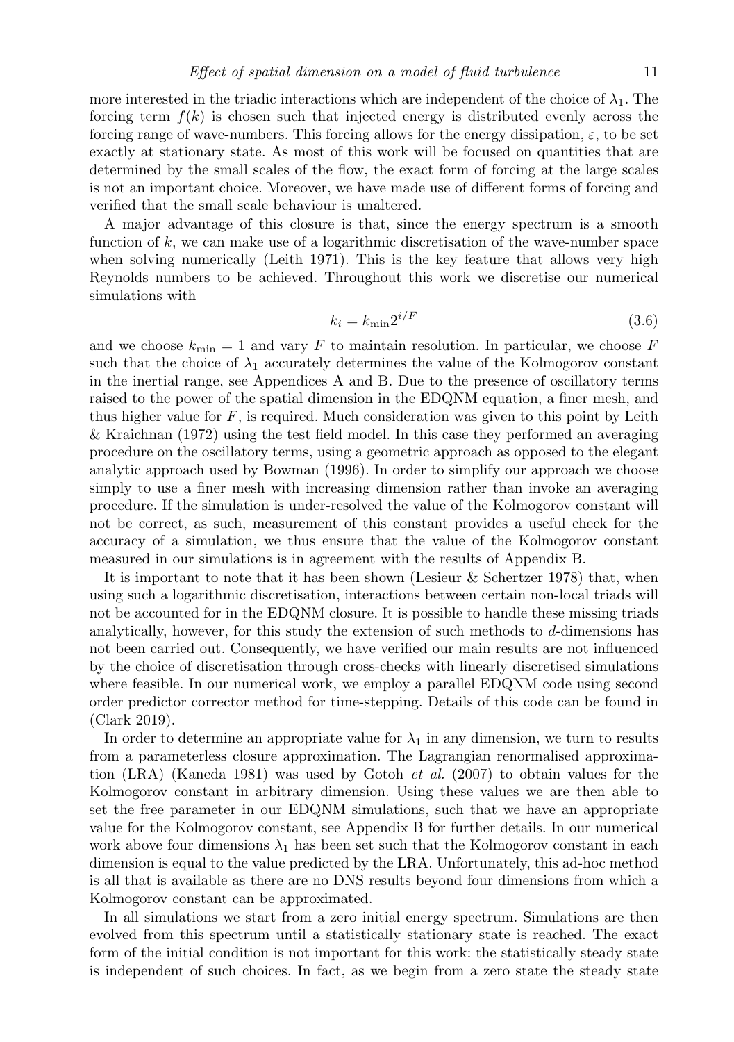more interested in the triadic interactions which are independent of the choice of $\lambda_1$. The forcing term $f(k)$ is chosen such that injected energy is distributed evenly across the forcing range of wave-numbers. This forcing allows for the energy dissipation, $\varepsilon$, to be set exactly at stationary state. As most of this work will be focused on quantities that are determined by the small scales of the flow, the exact form of forcing at the large scales is not an important choice. Moreover, we have made use of different forms of forcing and verified that the small scale behaviour is unaltered.

A major advantage of this closure is that, since the energy spectrum is a smooth function of $k$, we can make use of a logarithmic discretisation of the wave-number space when solving numerically (Leith 1971). This is the key feature that allows very high Reynolds numbers to be achieved. Throughout this work we discretise our numerical simulations with

$$k_i = k_{\min} 2^{i/F} \tag{3.6}$$

and we choose $k_{\min} = 1$ and vary $F$ to maintain resolution. In particular, we choose $F$ such that the choice of $\lambda_1$ accurately determines the value of the Kolmogorov constant in the inertial range, see Appendices A and B. Due to the presence of oscillatory terms raised to the power of the spatial dimension in the EDQNM equation, a finer mesh, and thus higher value for $F$, is required. Much consideration was given to this point by Leith & Kraichnan (1972) using the test field model. In this case they performed an averaging procedure on the oscillatory terms, using a geometric approach as opposed to the elegant analytic approach used by Bowman (1996). In order to simplify our approach we choose simply to use a finer mesh with increasing dimension rather than invoke an averaging procedure. If the simulation is under-resolved the value of the Kolmogorov constant will not be correct, as such, measurement of this constant provides a useful check for the accuracy of a simulation, we thus ensure that the value of the Kolmogorov constant measured in our simulations is in agreement with the results of Appendix B.

It is important to note that it has been shown (Lesieur & Schertzer 1978) that, when using such a logarithmic discretisation, interactions between certain non-local triads will not be accounted for in the EDQNM closure. It is possible to handle these missing triads analytically, however, for this study the extension of such methods to $d$-dimensions has not been carried out. Consequently, we have verified our main results are not influenced by the choice of discretisation through cross-checks with linearly discretised simulations where feasible. In our numerical work, we employ a parallel EDQNM code using second order predictor corrector method for time-stepping. Details of this code can be found in (Clark 2019).

In order to determine an appropriate value for $\lambda_1$ in any dimension, we turn to results from a parameterless closure approximation. The Lagrangian renormalised approximation (LRA) (Kaneda 1981) was used by Gotoh *et al.* (2007) to obtain values for the Kolmogorov constant in arbitrary dimension. Using these values we are then able to set the free parameter in our EDQNM simulations, such that we have an appropriate value for the Kolmogorov constant, see Appendix B for further details. In our numerical work above four dimensions $\lambda_1$ has been set such that the Kolmogorov constant in each dimension is equal to the value predicted by the LRA. Unfortunately, this ad-hoc method is all that is available as there are no DNS results beyond four dimensions from which a Kolmogorov constant can be approximated.

In all simulations we start from a zero initial energy spectrum. Simulations are then evolved from this spectrum until a statistically stationary state is reached. The exact form of the initial condition is not important for this work: the statistically steady state is independent of such choices. In fact, as we begin from a zero state the steady state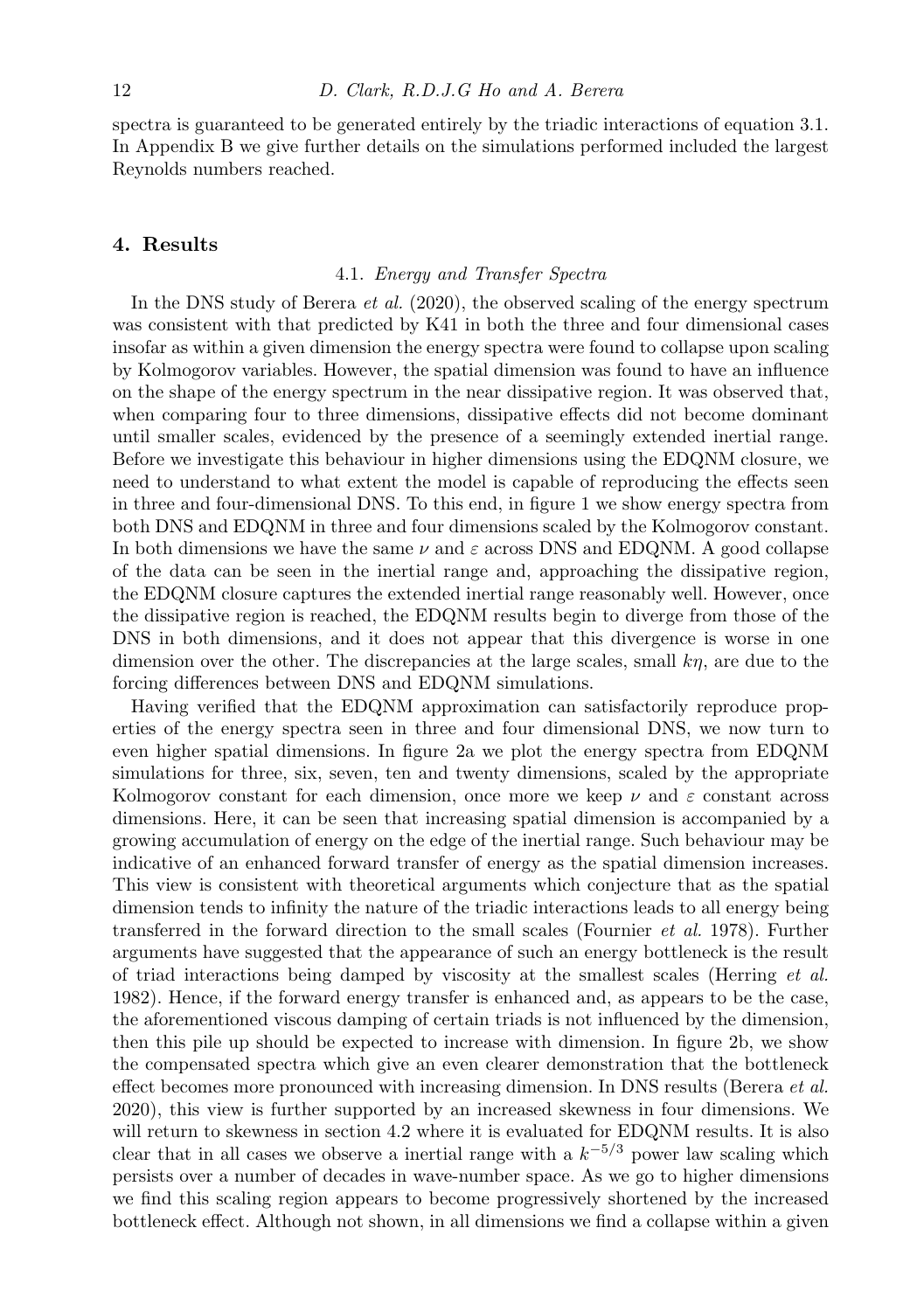spectra is guaranteed to be generated entirely by the triadic interactions of equation 3.1. In Appendix B we give further details on the simulations performed included the largest Reynolds numbers reached.

## 4. Results

### 4.1. *Energy and Transfer Spectra*

In the DNS study of Berera *et al.* (2020), the observed scaling of the energy spectrum was consistent with that predicted by K41 in both the three and four dimensional cases insofar as within a given dimension the energy spectra were found to collapse upon scaling by Kolmogorov variables. However, the spatial dimension was found to have an influence on the shape of the energy spectrum in the near dissipative region. It was observed that, when comparing four to three dimensions, dissipative effects did not become dominant until smaller scales, evidenced by the presence of a seemingly extended inertial range. Before we investigate this behaviour in higher dimensions using the EDQNM closure, we need to understand to what extent the model is capable of reproducing the effects seen in three and four-dimensional DNS. To this end, in figure 1 we show energy spectra from both DNS and EDQNM in three and four dimensions scaled by the Kolmogorov constant. In both dimensions we have the same $\nu$ and $\varepsilon$ across DNS and EDQNM. A good collapse of the data can be seen in the inertial range and, approaching the dissipative region, the EDQNM closure captures the extended inertial range reasonably well. However, once the dissipative region is reached, the EDQNM results begin to diverge from those of the DNS in both dimensions, and it does not appear that this divergence is worse in one dimension over the other. The discrepancies at the large scales, small $k\eta$, are due to the forcing differences between DNS and EDQNM simulations.

Having verified that the EDQNM approximation can satisfactorily reproduce properties of the energy spectra seen in three and four dimensional DNS, we now turn to even higher spatial dimensions. In figure 2a we plot the energy spectra from EDQNM simulations for three, six, seven, ten and twenty dimensions, scaled by the appropriate Kolmogorov constant for each dimension, once more we keep $\nu$ and $\varepsilon$ constant across dimensions. Here, it can be seen that increasing spatial dimension is accompanied by a growing accumulation of energy on the edge of the inertial range. Such behaviour may be indicative of an enhanced forward transfer of energy as the spatial dimension increases. This view is consistent with theoretical arguments which conjecture that as the spatial dimension tends to infinity the nature of the triadic interactions leads to all energy being transferred in the forward direction to the small scales (Fournier *et al.* 1978). Further arguments have suggested that the appearance of such an energy bottleneck is the result of triad interactions being damped by viscosity at the smallest scales (Herring *et al.* 1982). Hence, if the forward energy transfer is enhanced and, as appears to be the case, the aforementioned viscous damping of certain triads is not influenced by the dimension, then this pile up should be expected to increase with dimension. In figure 2b, we show the compensated spectra which give an even clearer demonstration that the bottleneck effect becomes more pronounced with increasing dimension. In DNS results (Berera *et al.* 2020), this view is further supported by an increased skewness in four dimensions. We will return to skewness in section 4.2 where it is evaluated for EDQNM results. It is also clear that in all cases we observe a inertial range with a $k^{-5/3}$ power law scaling which persists over a number of decades in wave-number space. As we go to higher dimensions we find this scaling region appears to become progressively shortened by the increased bottleneck effect. Although not shown, in all dimensions we find a collapse within a given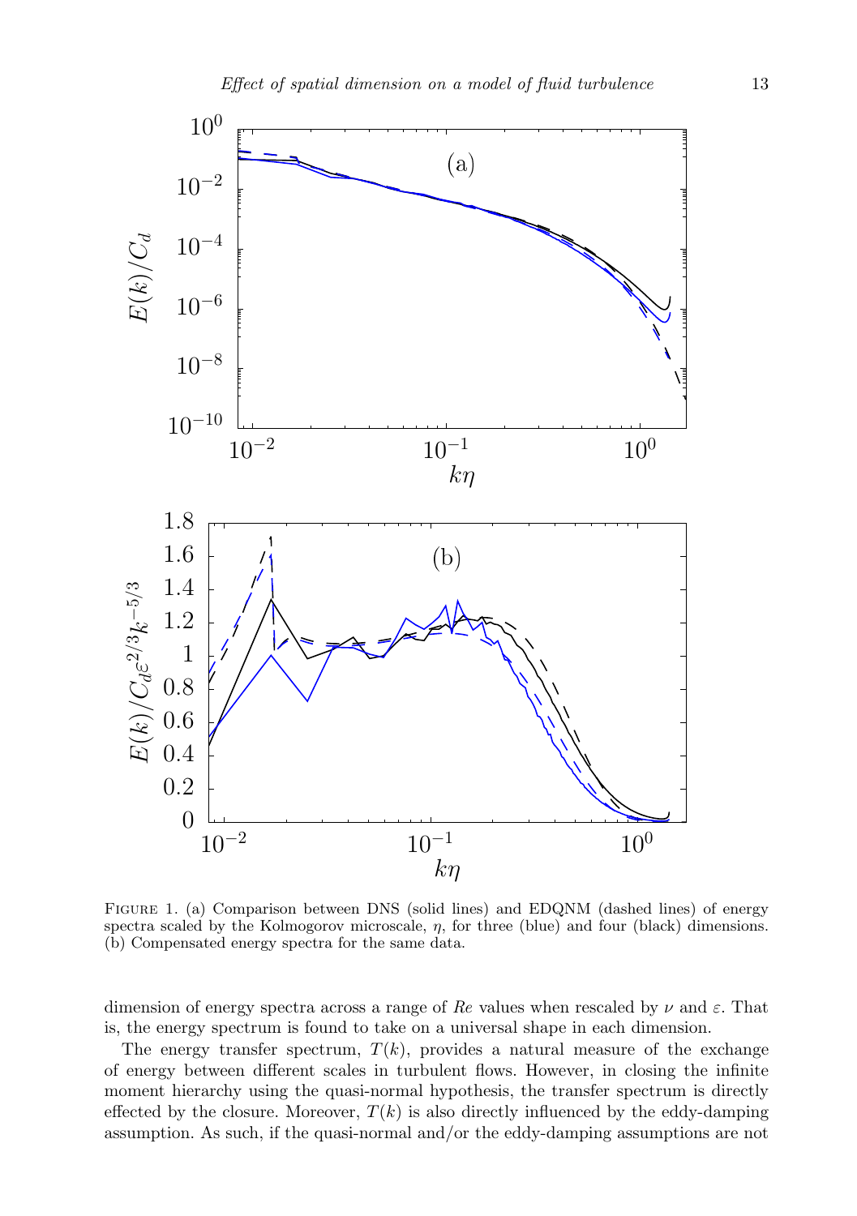FIGURE 1. (a) Comparison between DNS (solid lines) and EDQNM (dashed lines) of energy spectra scaled by the Kolmogorov microscale, $\eta$, for three (blue) and four (black) dimensions. (b) Compensated energy spectra for the same data.

dimension of energy spectra across a range of $Re$ values when rescaled by $\nu$ and $\varepsilon$. That is, the energy spectrum is found to take on a universal shape in each dimension.

The energy transfer spectrum, $T(k)$, provides a natural measure of the exchange of energy between different scales in turbulent flows. However, in closing the infinite moment hierarchy using the quasi-normal hypothesis, the transfer spectrum is directly effected by the closure. Moreover, $T(k)$ is also directly influenced by the eddy-damping assumption. As such, if the quasi-normal and/or the eddy-damping assumptions are not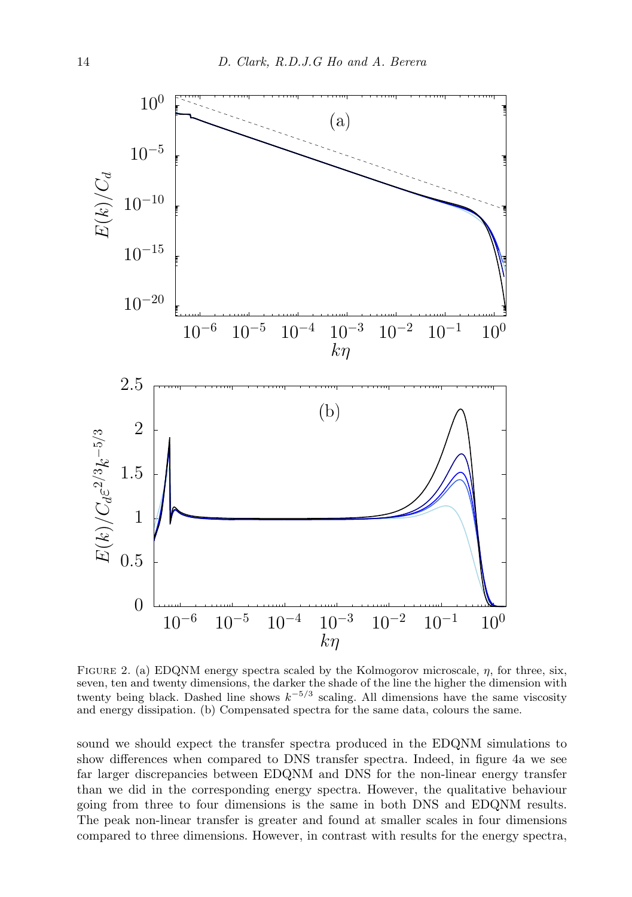FIGURE 2. (a) EDQNM energy spectra scaled by the Kolmogorov microscale, $\eta$, for three, six, seven, ten and twenty dimensions, the darker the shade of the line the higher the dimension with twenty being black. Dashed line shows $k^{-5/3}$ scaling. All dimensions have the same viscosity and energy dissipation. (b) Compensated spectra for the same data, colours the same.

sound we should expect the transfer spectra produced in the EDQNM simulations to show differences when compared to DNS transfer spectra. Indeed, in figure 4a we see far larger discrepancies between EDQNM and DNS for the non-linear energy transfer than we did in the corresponding energy spectra. However, the qualitative behaviour going from three to four dimensions is the same in both DNS and EDQNM results. The peak non-linear transfer is greater and found at smaller scales in four dimensions compared to three dimensions. However, in contrast with results for the energy spectra,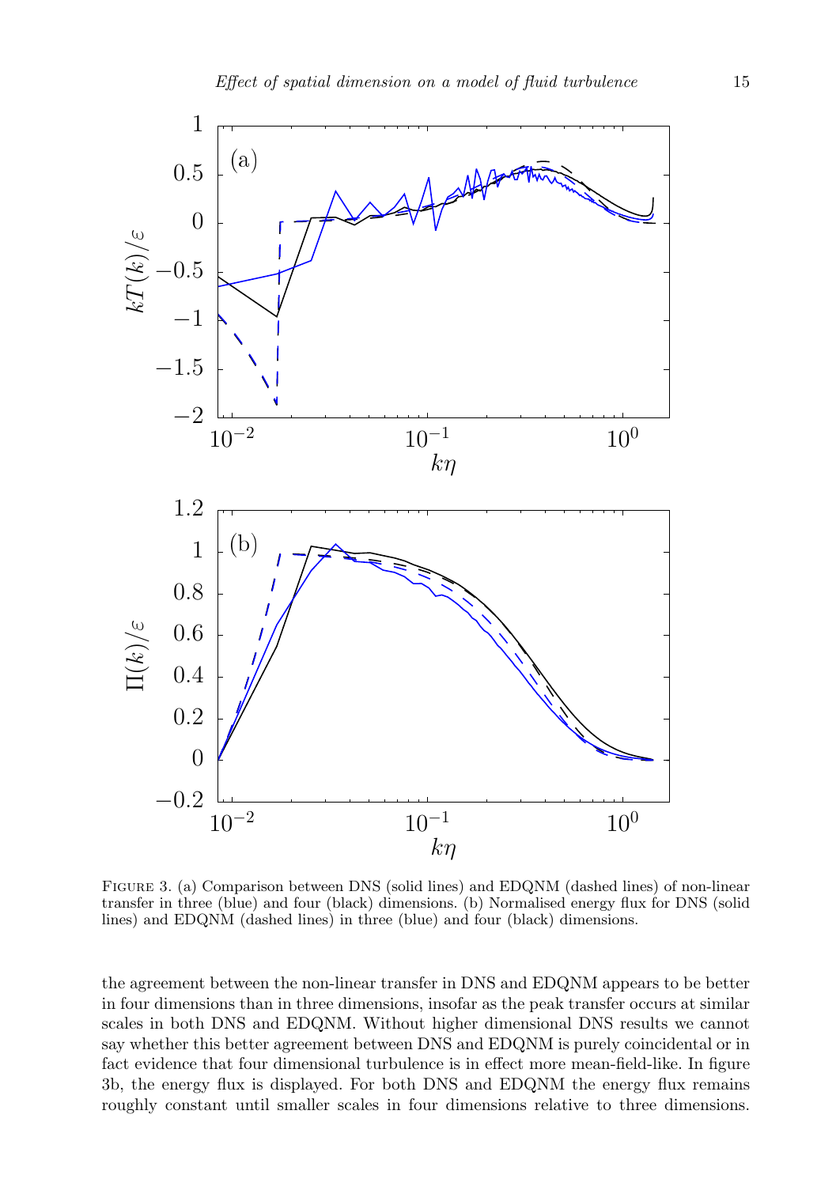FIGURE 3. (a) Comparison between DNS (solid lines) and EDQNM (dashed lines) of non-linear transfer in three (blue) and four (black) dimensions. (b) Normalised energy flux for DNS (solid lines) and EDQNM (dashed lines) in three (blue) and four (black) dimensions.

the agreement between the non-linear transfer in DNS and EDQNM appears to be better in four dimensions than in three dimensions, insofar as the peak transfer occurs at similar scales in both DNS and EDQNM. Without higher dimensional DNS results we cannot say whether this better agreement between DNS and EDQNM is purely coincidental or in fact evidence that four dimensional turbulence is in effect more mean-field-like. In figure 3b, the energy flux is displayed. For both DNS and EDQNM the energy flux remains roughly constant until smaller scales in four dimensions relative to three dimensions.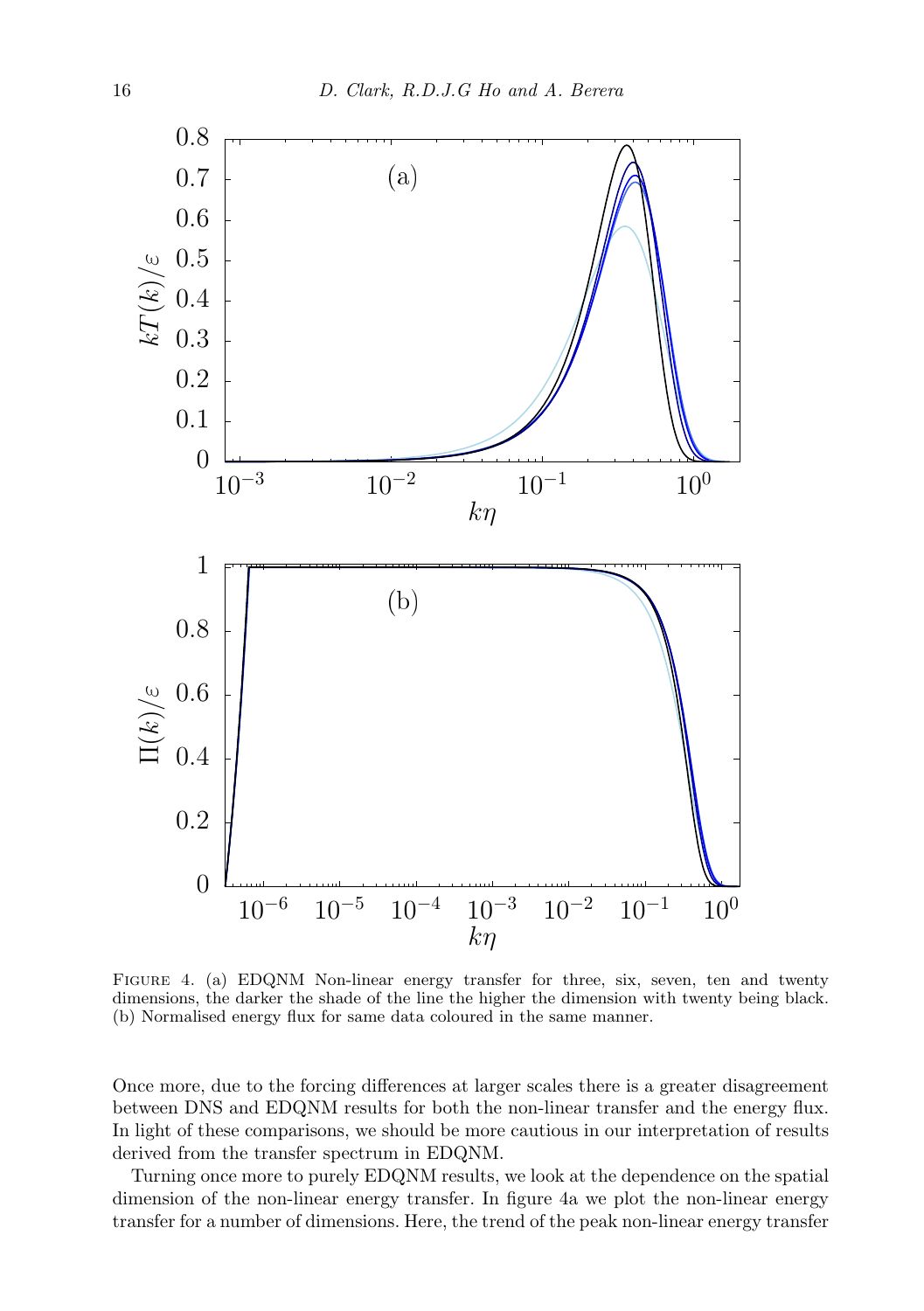FIGURE 4. (a) EDQNM Non-linear energy transfer for three, six, seven, ten and twenty dimensions, the darker the shade of the line the higher the dimension with twenty being black. (b) Normalised energy flux for same data coloured in the same manner.

Once more, due to the forcing differences at larger scales there is a greater disagreement between DNS and EDQNM results for both the non-linear transfer and the energy flux. In light of these comparisons, we should be more cautious in our interpretation of results derived from the transfer spectrum in EDQNM.

Turning once more to purely EDQNM results, we look at the dependence on the spatial dimension of the non-linear energy transfer. In figure 4a we plot the non-linear energy transfer for a number of dimensions. Here, the trend of the peak non-linear energy transfer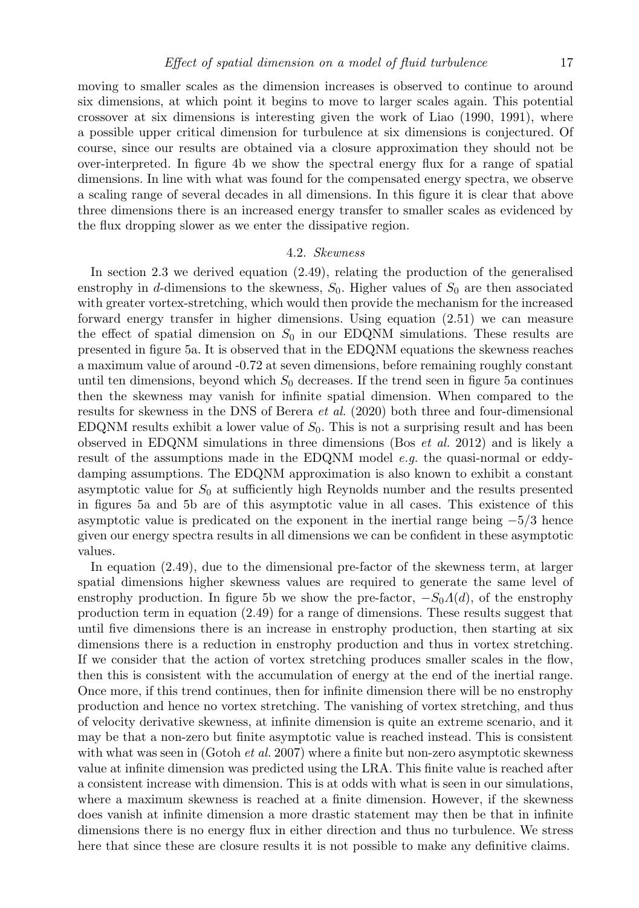moving to smaller scales as the dimension increases is observed to continue to around six dimensions, at which point it begins to move to larger scales again. This potential crossover at six dimensions is interesting given the work of Liao (1990, 1991), where a possible upper critical dimension for turbulence at six dimensions is conjectured. Of course, since our results are obtained via a closure approximation they should not be over-interpreted. In figure 4b we show the spectral energy flux for a range of spatial dimensions. In line with what was found for the compensated energy spectra, we observe a scaling range of several decades in all dimensions. In this figure it is clear that above three dimensions there is an increased energy transfer to smaller scales as evidenced by the flux dropping slower as we enter the dissipative region.

### 4.2. *Skewness*

In section 2.3 we derived equation (2.49), relating the production of the generalised enstrophy in $d$-dimensions to the skewness, $S_0$. Higher values of $S_0$ are then associated with greater vortex-stretching, which would then provide the mechanism for the increased forward energy transfer in higher dimensions. Using equation (2.51) we can measure the effect of spatial dimension on $S_0$ in our EDQNM simulations. These results are presented in figure 5a. It is observed that in the EDQNM equations the skewness reaches a maximum value of around -0.72 at seven dimensions, before remaining roughly constant until ten dimensions, beyond which $S_0$ decreases. If the trend seen in figure 5a continues then the skewness may vanish for infinite spatial dimension. When compared to the results for skewness in the DNS of Berera *et al.* (2020) both three and four-dimensional EDQNM results exhibit a lower value of $S_0$. This is not a surprising result and has been observed in EDQNM simulations in three dimensions (Bos *et al.* 2012) and is likely a result of the assumptions made in the EDQNM model *e.g.* the quasi-normal or eddy-damping assumptions. The EDQNM approximation is also known to exhibit a constant asymptotic value for $S_0$ at sufficiently high Reynolds number and the results presented in figures 5a and 5b are of this asymptotic value in all cases. This existence of this asymptotic value is predicated on the exponent in the inertial range being $-5/3$ hence given our energy spectra results in all dimensions we can be confident in these asymptotic values.

In equation (2.49), due to the dimensional pre-factor of the skewness term, at larger spatial dimensions higher skewness values are required to generate the same level of enstrophy production. In figure 5b we show the pre-factor, $-S_0 A(d)$, of the enstrophy production term in equation (2.49) for a range of dimensions. These results suggest that until five dimensions there is an increase in enstrophy production, then starting at six dimensions there is a reduction in enstrophy production and thus in vortex stretching. If we consider that the action of vortex stretching produces smaller scales in the flow, then this is consistent with the accumulation of energy at the end of the inertial range. Once more, if this trend continues, then for infinite dimension there will be no enstrophy production and hence no vortex stretching. The vanishing of vortex stretching, and thus of velocity derivative skewness, at infinite dimension is quite an extreme scenario, and it may be that a non-zero but finite asymptotic value is reached instead. This is consistent with what was seen in (Gotoh *et al.* 2007) where a finite but non-zero asymptotic skewness value at infinite dimension was predicted using the LRA. This finite value is reached after a consistent increase with dimension. This is at odds with what is seen in our simulations, where a maximum skewness is reached at a finite dimension. However, if the skewness does vanish at infinite dimension a more drastic statement may then be that in infinite dimensions there is no energy flux in either direction and thus no turbulence. We stress here that since these are closure results it is not possible to make any definitive claims.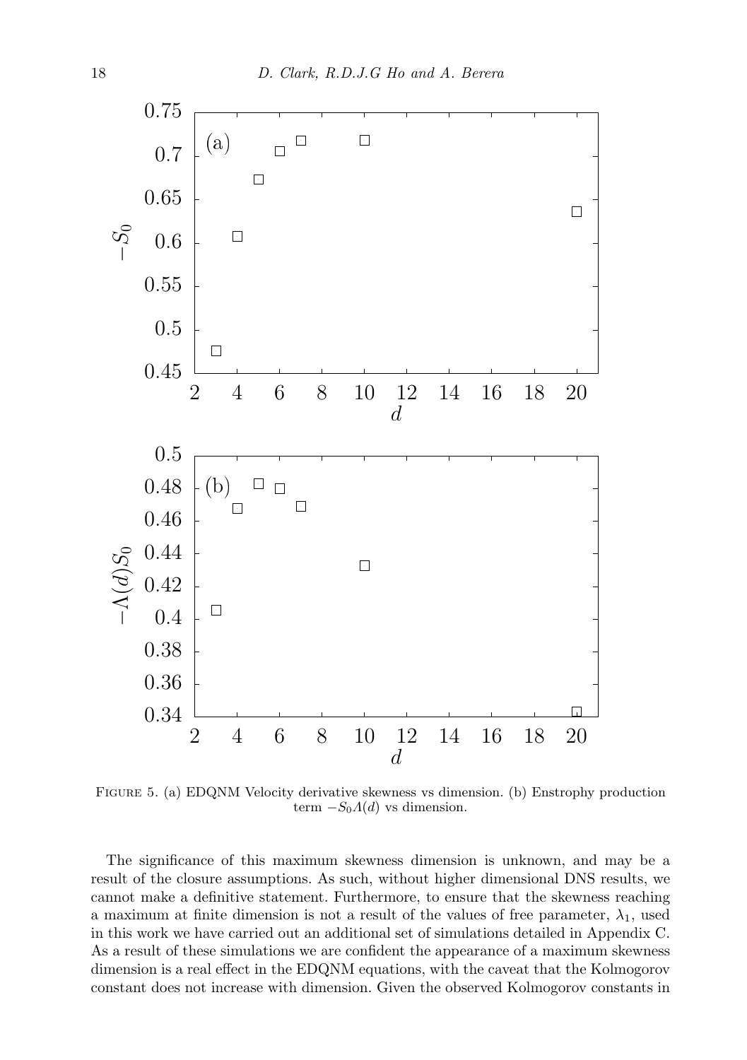FIGURE 5. (a) EDQNM Velocity derivative skewness vs dimension. (b) Enstrophy production term $-S_0\Lambda(d)$ vs dimension.

The significance of this maximum skewness dimension is unknown, and may be a result of the closure assumptions. As such, without higher dimensional DNS results, we cannot make a definitive statement. Furthermore, to ensure that the skewness reaching a maximum at finite dimension is not a result of the values of free parameter, $\lambda_1$, used in this work we have carried out an additional set of simulations detailed in Appendix C. As a result of these simulations we are confident the appearance of a maximum skewness dimension is a real effect in the EDQNM equations, with the caveat that the Kolmogorov constant does not increase with dimension. Given the observed Kolmogorov constants in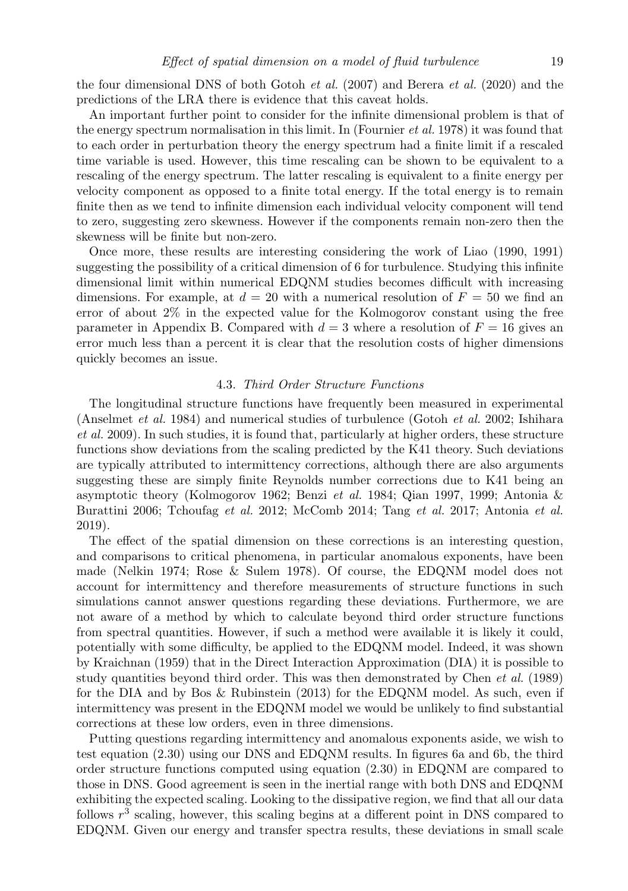the four dimensional DNS of both Gotoh *et al.* (2007) and Berera *et al.* (2020) and the predictions of the LRA there is evidence that this caveat holds.

An important further point to consider for the infinite dimensional problem is that of the energy spectrum normalisation in this limit. In (Fournier *et al.* 1978) it was found that to each order in perturbation theory the energy spectrum had a finite limit if a rescaled time variable is used. However, this time rescaling can be shown to be equivalent to a rescaling of the energy spectrum. The latter rescaling is equivalent to a finite energy per velocity component as opposed to a finite total energy. If the total energy is to remain finite then as we tend to infinite dimension each individual velocity component will tend to zero, suggesting zero skewness. However if the components remain non-zero then the skewness will be finite but non-zero.

Once more, these results are interesting considering the work of Liao (1990, 1991) suggesting the possibility of a critical dimension of 6 for turbulence. Studying this infinite dimensional limit within numerical EDQNM studies becomes difficult with increasing dimensions. For example, at $d = 20$ with a numerical resolution of $F = 50$ we find an error of about 2% in the expected value for the Kolmogorov constant using the free parameter in Appendix B. Compared with $d = 3$ where a resolution of $F = 16$ gives an error much less than a percent it is clear that the resolution costs of higher dimensions quickly becomes an issue.

### 4.3. *Third Order Structure Functions*

The longitudinal structure functions have frequently been measured in experimental (Anselmet *et al.* 1984) and numerical studies of turbulence (Gotoh *et al.* 2002; Ishihara *et al.* 2009). In such studies, it is found that, particularly at higher orders, these structure functions show deviations from the scaling predicted by the K41 theory. Such deviations are typically attributed to intermittency corrections, although there are also arguments suggesting these are simply finite Reynolds number corrections due to K41 being an asymptotic theory (Kolmogorov 1962; Benzi *et al.* 1984; Qian 1997, 1999; Antonia & Burattini 2006; Tchoufag *et al.* 2012; McComb 2014; Tang *et al.* 2017; Antonia *et al.* 2019).

The effect of the spatial dimension on these corrections is an interesting question, and comparisons to critical phenomena, in particular anomalous exponents, have been made (Nelkin 1974; Rose & Sulem 1978). Of course, the EDQNM model does not account for intermittency and therefore measurements of structure functions in such simulations cannot answer questions regarding these deviations. Furthermore, we are not aware of a method by which to calculate beyond third order structure functions from spectral quantities. However, if such a method were available it is likely it could, potentially with some difficulty, be applied to the EDQNM model. Indeed, it was shown by Kraichnan (1959) that in the Direct Interaction Approximation (DIA) it is possible to study quantities beyond third order. This was then demonstrated by Chen *et al.* (1989) for the DIA and by Bos & Rubinstein (2013) for the EDQNM model. As such, even if intermittency was present in the EDQNM model we would be unlikely to find substantial corrections at these low orders, even in three dimensions.

Putting questions regarding intermittency and anomalous exponents aside, we wish to test equation (2.30) using our DNS and EDQNM results. In figures 6a and 6b, the third order structure functions computed using equation (2.30) in EDQNM are compared to those in DNS. Good agreement is seen in the inertial range with both DNS and EDQNM exhibiting the expected scaling. Looking to the dissipative region, we find that all our data follows $r^3$ scaling, however, this scaling begins at a different point in DNS compared to EDQNM. Given our energy and transfer spectra results, these deviations in small scale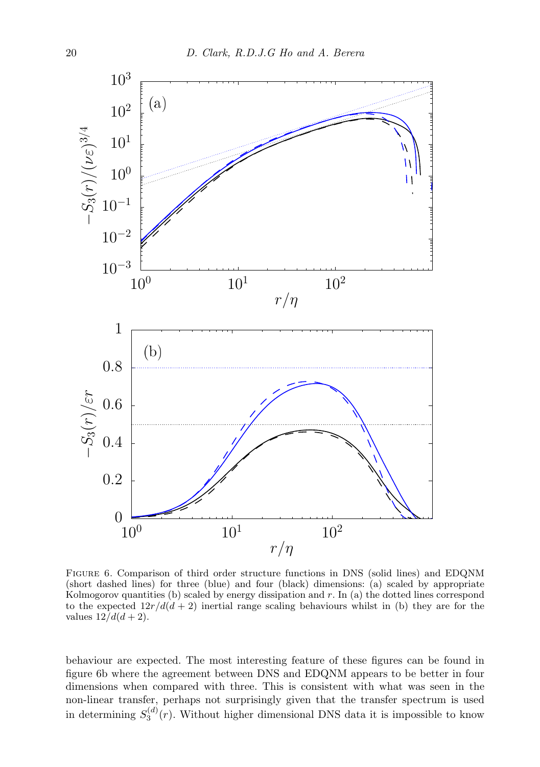FIGURE 6. Comparison of third order structure functions in DNS (solid lines) and EDQNM (short dashed lines) for three (blue) and four (black) dimensions: (a) scaled by appropriate Kolmogorov quantities (b) scaled by energy dissipation and $r$. In (a) the dotted lines correspond to the expected $12r/d(d+2)$ inertial range scaling behaviours whilst in (b) they are for the values $12/d(d+2)$.

behaviour are expected. The most interesting feature of these figures can be found in figure 6b where the agreement between DNS and EDQNM appears to be better in four dimensions when compared with three. This is consistent with what was seen in the non-linear transfer, perhaps not surprisingly given that the transfer spectrum is used in determining $S_3^{(d)}(r)$. Without higher dimensional DNS data it is impossible to know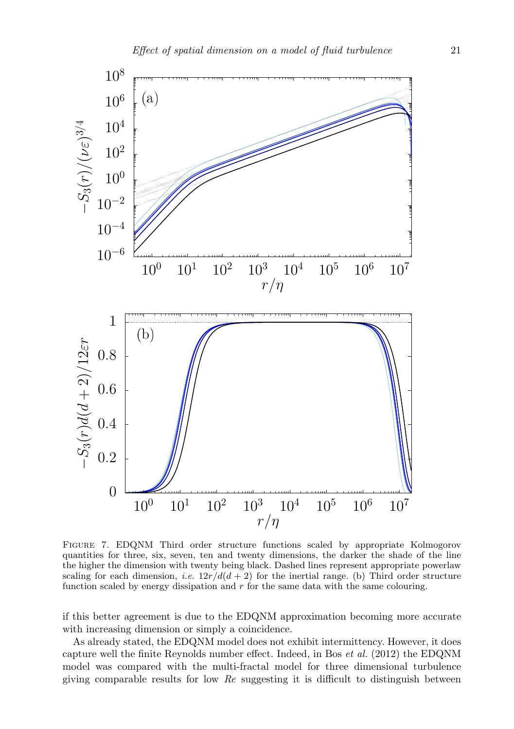FIGURE 7. EDQNM Third order structure functions scaled by appropriate Kolmogorov quantities for three, six, seven, ten and twenty dimensions, the darker the shade of the line the higher the dimension with twenty being black. Dashed lines represent appropriate powerlaw scaling for each dimension, *i.e.* $12r/d(d+2)$ for the inertial range. (b) Third order structure function scaled by energy dissipation and $r$ for the same data with the same colouring.

if this better agreement is due to the EDQNM approximation becoming more accurate with increasing dimension or simply a coincidence.

As already stated, the EDQNM model does not exhibit intermittency. However, it does capture well the finite Reynolds number effect. Indeed, in Bos *et al.* (2012) the EDQNM model was compared with the multi-fractal model for three dimensional turbulence giving comparable results for low $Re$ suggesting it is difficult to distinguish between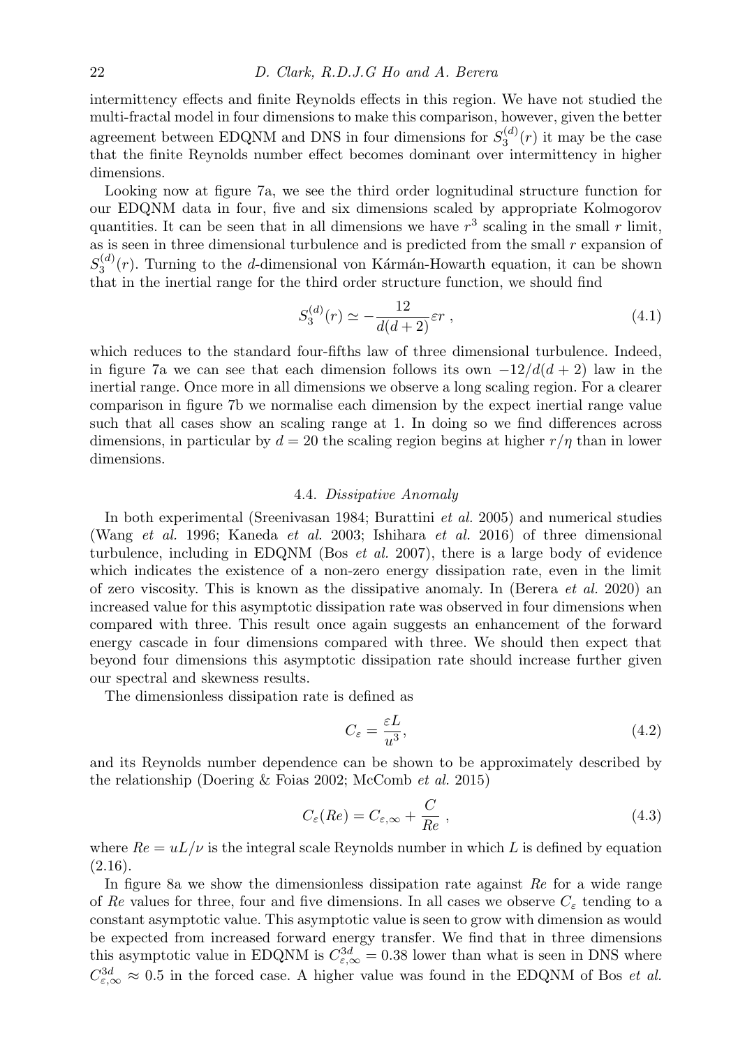intermittency effects and finite Reynolds effects in this region. We have not studied the multi-fractal model in four dimensions to make this comparison, however, given the better agreement between EDQNM and DNS in four dimensions for $S_3^{(d)}(r)$ it may be the case that the finite Reynolds number effect becomes dominant over intermittency in higher dimensions.

Looking now at figure 7a, we see the third order lognitudinal structure function for our EDQNM data in four, five and six dimensions scaled by appropriate Kolmogorov quantities. It can be seen that in all dimensions we have $r^3$ scaling in the small $r$ limit, as is seen in three dimensional turbulence and is predicted from the small $r$ expansion of $S_3^{(d)}(r)$. Turning to the $d$-dimensional von Kármán-Howarth equation, it can be shown that in the inertial range for the third order structure function, we should find

$$S_3^{(d)}(r) \simeq -\frac{12}{d(d+2)}\varepsilon r \ , \tag{4.1}$$

which reduces to the standard four-fifths law of three dimensional turbulence. Indeed, in figure 7a we can see that each dimension follows its own $-12/d(d+2)$ law in the inertial range. Once more in all dimensions we observe a long scaling region. For a clearer comparison in figure 7b we normalise each dimension by the expect inertial range value such that all cases show an scaling range at 1. In doing so we find differences across dimensions, in particular by $d = 20$ the scaling region begins at higher $r/\eta$ than in lower dimensions.

### 4.4. *Dissipative Anomaly*

In both experimental (Sreenivasan 1984; Burattini *et al.* 2005) and numerical studies (Wang *et al.* 1996; Kaneda *et al.* 2003; Ishihara *et al.* 2016) of three dimensional turbulence, including in EDQNM (Bos *et al.* 2007), there is a large body of evidence which indicates the existence of a non-zero energy dissipation rate, even in the limit of zero viscosity. This is known as the dissipative anomaly. In (Berera *et al.* 2020) an increased value for this asymptotic dissipation rate was observed in four dimensions when compared with three. This result once again suggests an enhancement of the forward energy cascade in four dimensions compared with three. We should then expect that beyond four dimensions this asymptotic dissipation rate should increase further given our spectral and skewness results.

The dimensionless dissipation rate is defined as

$$C_\varepsilon = \frac{\varepsilon L}{u^3}, \tag{4.2}$$

and its Reynolds number dependence can be shown to be approximately described by the relationship (Doering & Foias 2002; McComb *et al.* 2015)

$$C_\varepsilon(Re) = C_{\varepsilon,\infty} + \frac{C}{Re} \ , \tag{4.3}$$

where $Re = uL/\nu$ is the integral scale Reynolds number in which $L$ is defined by equation (2.16).

In figure 8a we show the dimensionless dissipation rate against $Re$ for a wide range of $Re$ values for three, four and five dimensions. In all cases we observe $C_\varepsilon$ tending to a constant asymptotic value. This asymptotic value is seen to grow with dimension as would be expected from increased forward energy transfer. We find that in three dimensions this asymptotic value in EDQNM is $C_{\varepsilon,\infty}^{3d} = 0.38$ lower than what is seen in DNS where $C_{\varepsilon,\infty}^{3d} \approx 0.5$ in the forced case. A higher value was found in the EDQNM of Bos *et al.*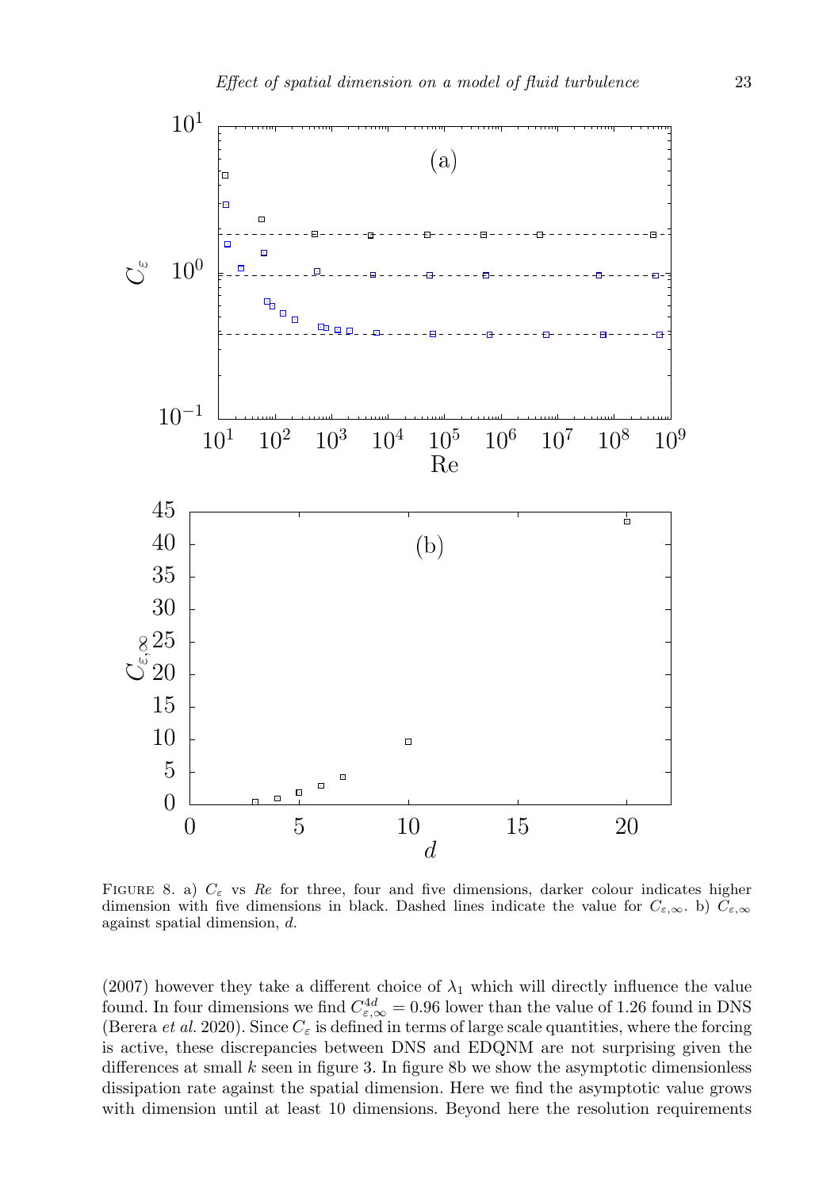FIGURE 8. a) $C_\varepsilon$ vs $Re$ for three, four and five dimensions, darker colour indicates higher dimension with five dimensions in black. Dashed lines indicate the value for $C_{\varepsilon,\infty}$. b) $C_{\varepsilon,\infty}$ against spatial dimension, $d$.

(2007) however they take a different choice of $\lambda_1$ which will directly influence the value found. In four dimensions we find $C^{4d}_{\varepsilon,\infty} = 0.96$ lower than the value of 1.26 found in DNS (Berera *et al.* 2020). Since $C_\varepsilon$ is defined in terms of large scale quantities, where the forcing is active, these discrepancies between DNS and EDQNM are not surprising given the differences at small $k$ seen in figure 3. In figure 8b we show the asymptotic dimensionless dissipation rate against the spatial dimension. Here we find the asymptotic value grows with dimension until at least 10 dimensions. Beyond here the resolution requirements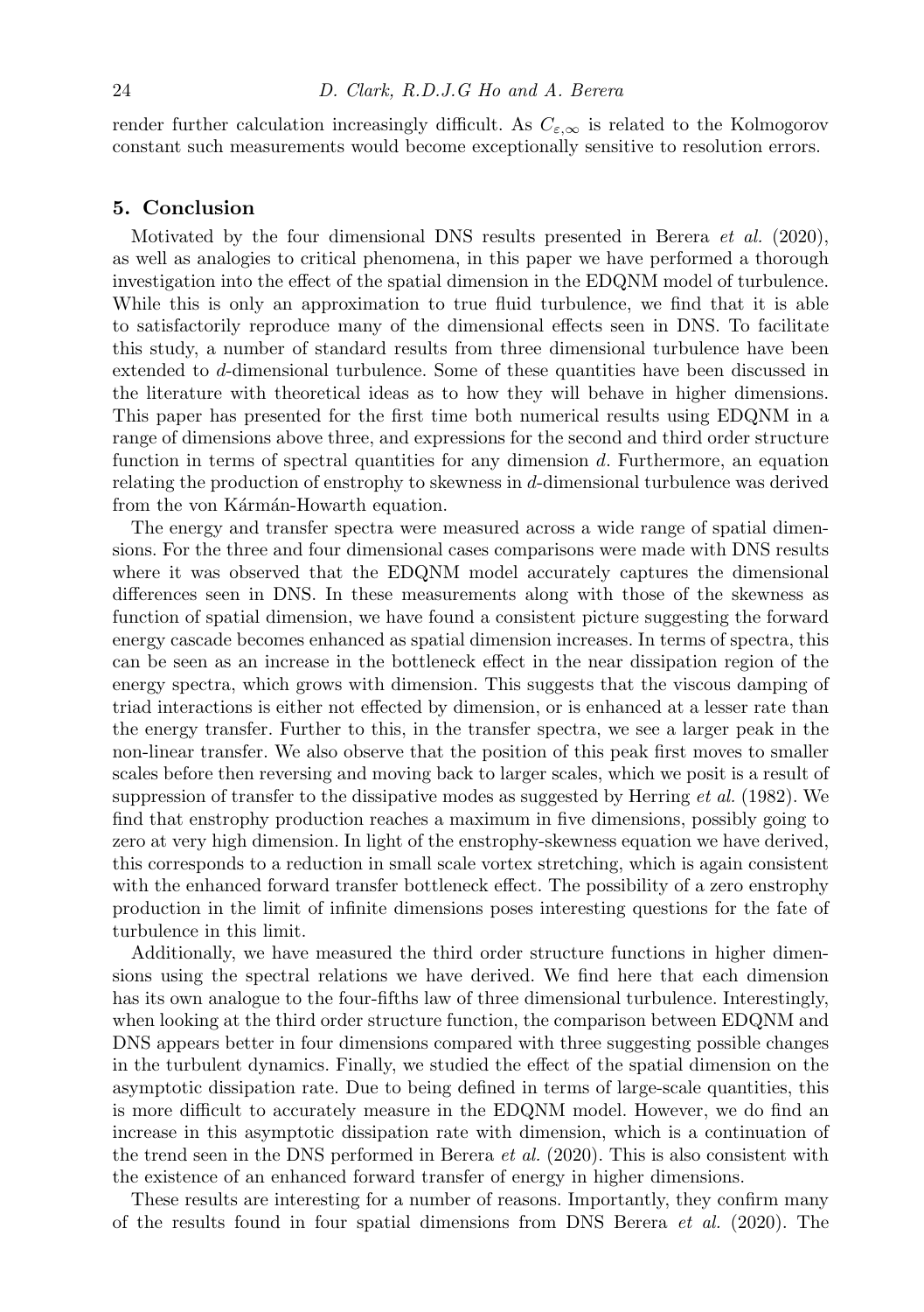render further calculation increasingly difficult. As $C_{\varepsilon,\infty}$ is related to the Kolmogorov constant such measurements would become exceptionally sensitive to resolution errors.

## 5. Conclusion

Motivated by the four dimensional DNS results presented in Berera *et al.* (2020), as well as analogies to critical phenomena, in this paper we have performed a thorough investigation into the effect of the spatial dimension in the EDQNM model of turbulence. While this is only an approximation to true fluid turbulence, we find that it is able to satisfactorily reproduce many of the dimensional effects seen in DNS. To facilitate this study, a number of standard results from three dimensional turbulence have been extended to $d$-dimensional turbulence. Some of these quantities have been discussed in the literature with theoretical ideas as to how they will behave in higher dimensions. This paper has presented for the first time both numerical results using EDQNM in a range of dimensions above three, and expressions for the second and third order structure function in terms of spectral quantities for any dimension $d$. Furthermore, an equation relating the production of enstrophy to skewness in $d$-dimensional turbulence was derived from the von Kármán-Howarth equation.

The energy and transfer spectra were measured across a wide range of spatial dimensions. For the three and four dimensional cases comparisons were made with DNS results where it was observed that the EDQNM model accurately captures the dimensional differences seen in DNS. In these measurements along with those of the skewness as function of spatial dimension, we have found a consistent picture suggesting the forward energy cascade becomes enhanced as spatial dimension increases. In terms of spectra, this can be seen as an increase in the bottleneck effect in the near dissipation region of the energy spectra, which grows with dimension. This suggests that the viscous damping of triad interactions is either not effected by dimension, or is enhanced at a lesser rate than the energy transfer. Further to this, in the transfer spectra, we see a larger peak in the non-linear transfer. We also observe that the position of this peak first moves to smaller scales before then reversing and moving back to larger scales, which we posit is a result of suppression of transfer to the dissipative modes as suggested by Herring *et al.* (1982). We find that enstrophy production reaches a maximum in five dimensions, possibly going to zero at very high dimension. In light of the enstrophy-skewness equation we have derived, this corresponds to a reduction in small scale vortex stretching, which is again consistent with the enhanced forward transfer bottleneck effect. The possibility of a zero enstrophy production in the limit of infinite dimensions poses interesting questions for the fate of turbulence in this limit.

Additionally, we have measured the third order structure functions in higher dimensions using the spectral relations we have derived. We find here that each dimension has its own analogue to the four-fifths law of three dimensional turbulence. Interestingly, when looking at the third order structure function, the comparison between EDQNM and DNS appears better in four dimensions compared with three suggesting possible changes in the turbulent dynamics. Finally, we studied the effect of the spatial dimension on the asymptotic dissipation rate. Due to being defined in terms of large-scale quantities, this is more difficult to accurately measure in the EDQNM model. However, we do find an increase in this asymptotic dissipation rate with dimension, which is a continuation of the trend seen in the DNS performed in Berera *et al.* (2020). This is also consistent with the existence of an enhanced forward transfer of energy in higher dimensions.

These results are interesting for a number of reasons. Importantly, they confirm many of the results found in four spatial dimensions from DNS Berera *et al.* (2020). The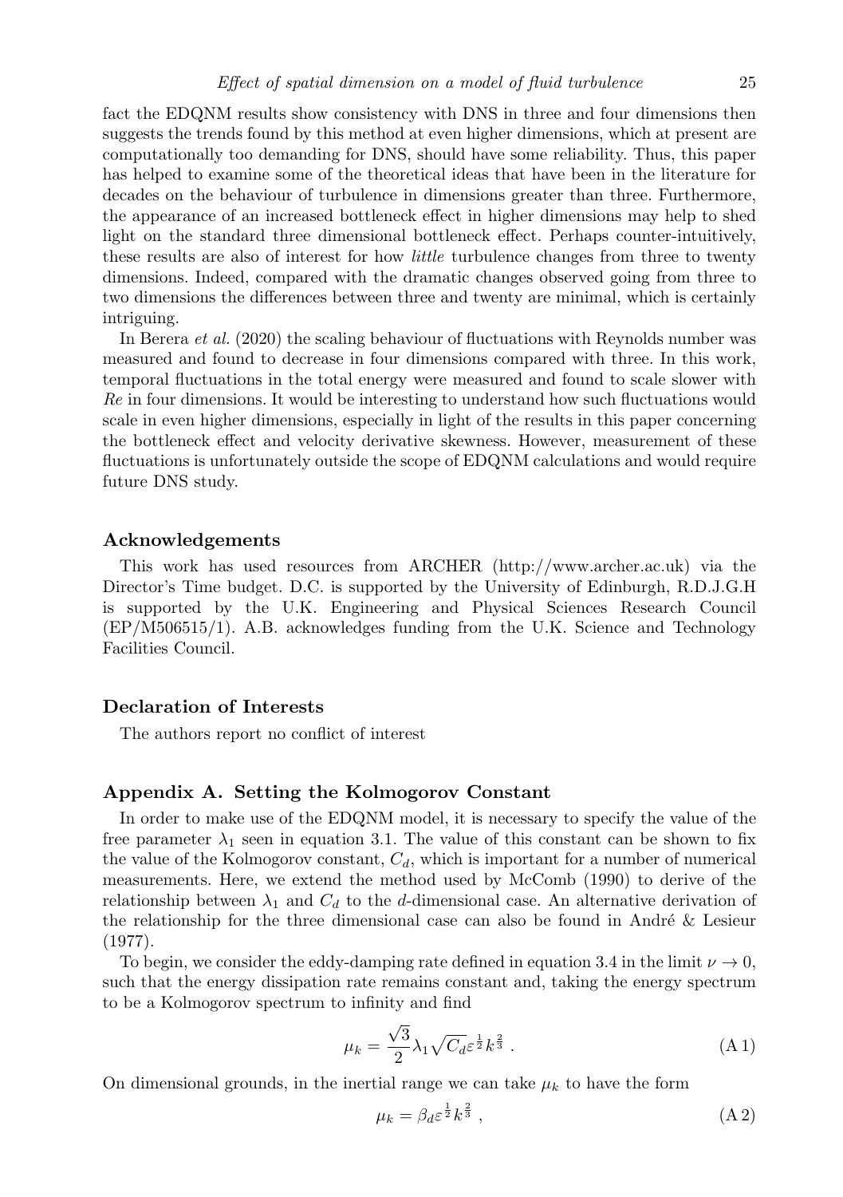fact the EDQNM results show consistency with DNS in three and four dimensions then suggests the trends found by this method at even higher dimensions, which at present are computationally too demanding for DNS, should have some reliability. Thus, this paper has helped to examine some of the theoretical ideas that have been in the literature for decades on the behaviour of turbulence in dimensions greater than three. Furthermore, the appearance of an increased bottleneck effect in higher dimensions may help to shed light on the standard three dimensional bottleneck effect. Perhaps counter-intuitively, these results are also of interest for how *little* turbulence changes from three to twenty dimensions. Indeed, compared with the dramatic changes observed going from three to two dimensions the differences between three and twenty are minimal, which is certainly intriguing.

In Berera *et al.* (2020) the scaling behaviour of fluctuations with Reynolds number was measured and found to decrease in four dimensions compared with three. In this work, temporal fluctuations in the total energy were measured and found to scale slower with *Re* in four dimensions. It would be interesting to understand how such fluctuations would scale in even higher dimensions, especially in light of the results in this paper concerning the bottleneck effect and velocity derivative skewness. However, measurement of these fluctuations is unfortunately outside the scope of EDQNM calculations and would require future DNS study.

## Acknowledgements

This work has used resources from ARCHER (http://www.archer.ac.uk) via the Director's Time budget. D.C. is supported by the University of Edinburgh, R.D.J.G.H is supported by the U.K. Engineering and Physical Sciences Research Council (EP/M506515/1). A.B. acknowledges funding from the U.K. Science and Technology Facilities Council.

## Declaration of Interests

The authors report no conflict of interest

## Appendix A. Setting the Kolmogorov Constant

In order to make use of the EDQNM model, it is necessary to specify the value of the free parameter $\lambda_1$ seen in equation 3.1. The value of this constant can be shown to fix the value of the Kolmogorov constant, $C_d$, which is important for a number of numerical measurements. Here, we extend the method used by McComb (1990) to derive of the relationship between $\lambda_1$ and $C_d$ to the $d$-dimensional case. An alternative derivation of the relationship for the three dimensional case can also be found in André & Lesieur (1977).

To begin, we consider the eddy-damping rate defined in equation 3.4 in the limit $\nu \to 0$, such that the energy dissipation rate remains constant and, taking the energy spectrum to be a Kolmogorov spectrum to infinity and find

$$\mu_k = \frac{\sqrt{3}}{2}\lambda_1 \sqrt{C_d}\varepsilon^{\frac{1}{2}} k^{\frac{2}{3}} \ . \tag{A 1}$$

On dimensional grounds, in the inertial range we can take $\mu_k$ to have the form

$$\mu_k = \beta_d \varepsilon^{\frac{1}{2}} k^{\frac{2}{3}} \ , \tag{A 2}$$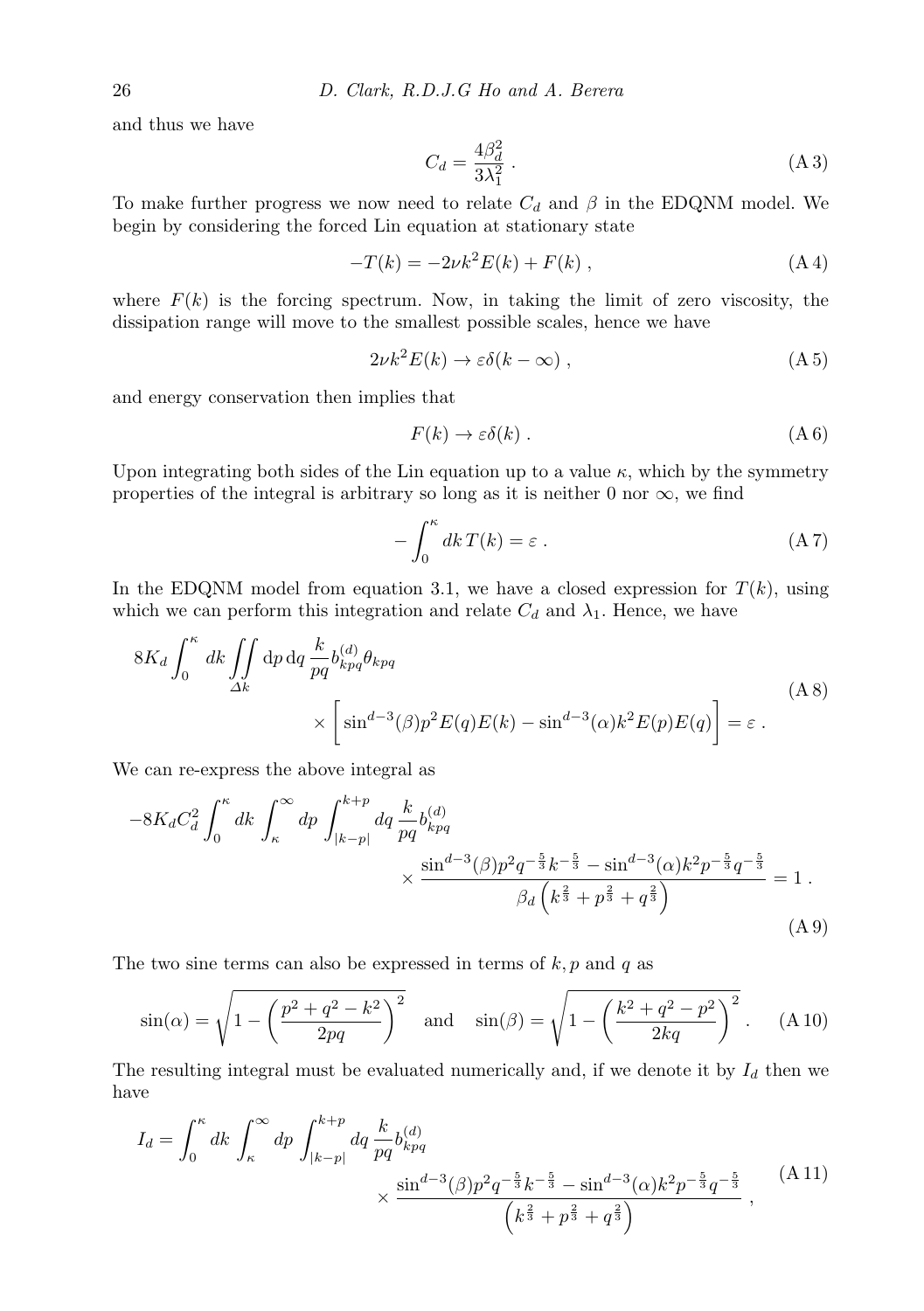and thus we have

$$C_d = \frac{4\beta_d^2}{3\lambda_1^2} \, . \tag{A 3}$$

To make further progress we now need to relate $C_d$ and $\beta$ in the EDQNM model. We begin by considering the forced Lin equation at stationary state

$$-T(k) = -2\nu k^2 E(k) + F(k) \, , \tag{A 4}$$

where $F(k)$ is the forcing spectrum. Now, in taking the limit of zero viscosity, the dissipation range will move to the smallest possible scales, hence we have

$$2\nu k^2 E(k) \to \varepsilon \delta(k - \infty) \, , \tag{A 5}$$

and energy conservation then implies that

$$F(k) \to \varepsilon \delta(k) \, . \tag{A 6}$$

Upon integrating both sides of the Lin equation up to a value $\kappa$, which by the symmetry properties of the integral is arbitrary so long as it is neither 0 nor $\infty$, we find

$$-\int_0^\kappa dk\, T(k) = \varepsilon \, . \tag{A 7}$$

In the EDQNM model from equation 3.1, we have a closed expression for $T(k)$, using which we can perform this integration and relate $C_d$ and $\lambda_1$. Hence, we have

$$\begin{aligned} 8K_d \int_0^\kappa dk \iint_{\Delta k} \mathrm{d}p \, \mathrm{d}q \, \frac{k}{pq} b_{kpq}^{(d)} \theta_{kpq} & \\ \times \Big[ \sin^{d-3}(\beta) p^2 E(q) E(k) - \sin^{d-3}(\alpha) k^2 E(p) E(q) \Big] &= \varepsilon \, . \end{aligned} \tag{A 8}$$

We can re-express the above integral as

$$\begin{aligned} -8K_d C_d^2 \int_0^\kappa dk \int_\kappa^\infty dp \int_{|k-p|}^{k+p} dq \, \frac{k}{pq} b_{kpq}^{(d)} & \\ \times \frac{\sin^{d-3}(\beta) p^2 q^{-\frac{5}{3}} k^{-\frac{5}{3}} - \sin^{d-3}(\alpha) k^2 p^{-\frac{5}{3}} q^{-\frac{5}{3}}}{\beta_d \left( k^{\frac{2}{3}} + p^{\frac{2}{3}} + q^{\frac{2}{3}} \right)} &= 1 \, . \end{aligned} \tag{A 9}$$

The two sine terms can also be expressed in terms of $k, p$ and $q$ as

$$\sin(\alpha) = \sqrt{1 - \left( \frac{p^2 + q^2 - k^2}{2pq} \right)^2} \quad \text{and} \quad \sin(\beta) = \sqrt{1 - \left( \frac{k^2 + q^2 - p^2}{2kq} \right)^2} \, . \tag{A 10}$$

The resulting integral must be evaluated numerically and, if we denote it by $I_d$ then we have

$$\begin{aligned} I_d = \int_0^\kappa dk \int_\kappa^\infty dp \int_{|k-p|}^{k+p} dq \, \frac{k}{pq} b_{kpq}^{(d)} & \\ \times \frac{\sin^{d-3}(\beta) p^2 q^{-\frac{5}{3}} k^{-\frac{5}{3}} - \sin^{d-3}(\alpha) k^2 p^{-\frac{5}{3}} q^{-\frac{5}{3}}}{\left( k^{\frac{2}{3}} + p^{\frac{2}{3}} + q^{\frac{2}{3}} \right)} & \, , \end{aligned} \tag{A 11}$$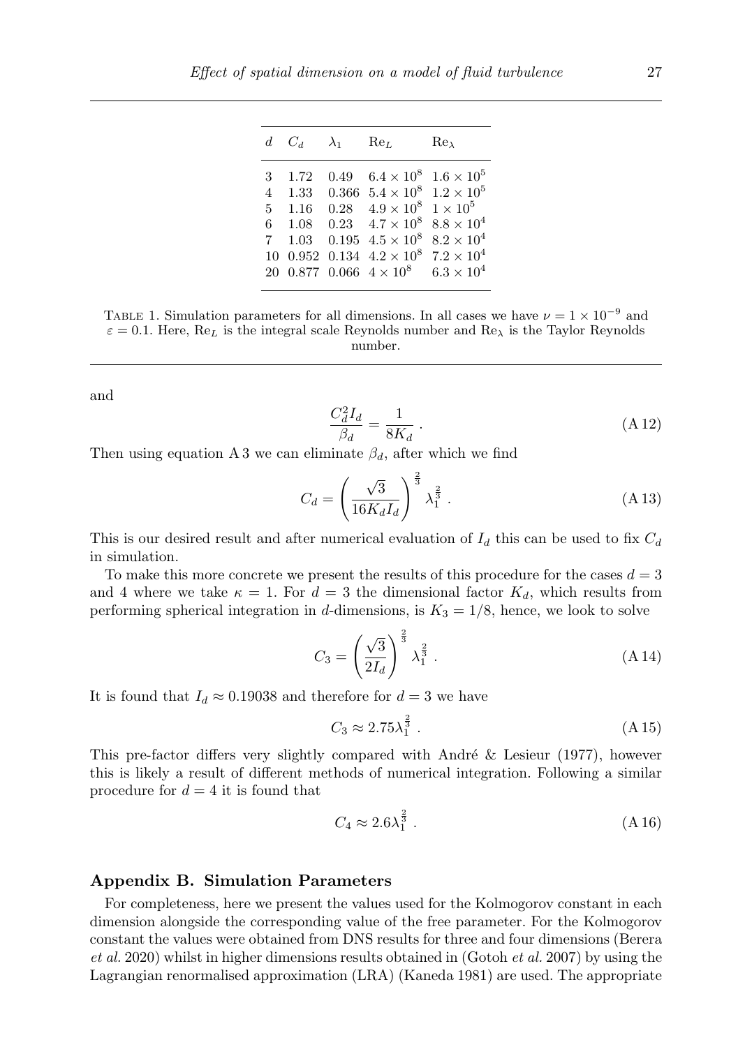| $d$ | $C_d$ | $\lambda_1$ | $\mathrm{Re}_L$ | $\mathrm{Re}_\lambda$ |
|---|---|---|---|---|
| 3 | 1.72 | 0.49 | $6.4 \times 10^8$ | $1.6 \times 10^5$ |
| 4 | 1.33 | 0.366 | $5.4 \times 10^8$ | $1.2 \times 10^5$ |
| 5 | 1.16 | 0.28 | $4.9 \times 10^8$ | $1 \times 10^5$ |
| 6 | 1.08 | 0.23 | $4.7 \times 10^8$ | $8.8 \times 10^4$ |
| 7 | 1.03 | 0.195 | $4.5 \times 10^8$ | $8.2 \times 10^4$ |
| 10 | 0.952 | 0.134 | $4.2 \times 10^8$ | $7.2 \times 10^4$ |
| 20 | 0.877 | 0.066 | $4 \times 10^8$ | $6.3 \times 10^4$ |

TABLE 1. Simulation parameters for all dimensions. In all cases we have $\nu = 1 \times 10^{-9}$ and $\varepsilon = 0.1$. Here, $\mathrm{Re}_L$ is the integral scale Reynolds number and $\mathrm{Re}_\lambda$ is the Taylor Reynolds number.

and

$$\frac{C_d^2 I_d}{\beta_d} = \frac{1}{8K_d} . \tag{A 12}$$

Then using equation A 3 we can eliminate $\beta_d$, after which we find

$$C_d = \left( \frac{\sqrt{3}}{16 K_d I_d} \right)^{\frac{2}{3}} \lambda_1^{\frac{2}{3}} . \tag{A 13}$$

This is our desired result and after numerical evaluation of $I_d$ this can be used to fix $C_d$ in simulation.

To make this more concrete we present the results of this procedure for the cases $d = 3$ and 4 where we take $\kappa = 1$. For $d = 3$ the dimensional factor $K_d$, which results from performing spherical integration in $d$-dimensions, is $K_3 = 1/8$, hence, we look to solve

$$C_3 = \left( \frac{\sqrt{3}}{2 I_d} \right)^{\frac{2}{3}} \lambda_1^{\frac{2}{3}} . \tag{A 14}$$

It is found that $I_d \approx 0.19038$ and therefore for $d = 3$ we have

$$C_3 \approx 2.75 \lambda_1^{\frac{2}{3}} . \tag{A 15}$$

This pre-factor differs very slightly compared with André & Lesieur (1977), however this is likely a result of different methods of numerical integration. Following a similar procedure for $d = 4$ it is found that

$$C_4 \approx 2.6 \lambda_1^{\frac{2}{3}} . \tag{A 16}$$

## Appendix B. Simulation Parameters

For completeness, here we present the values used for the Kolmogorov constant in each dimension alongside the corresponding value of the free parameter. For the Kolmogorov constant the values were obtained from DNS results for three and four dimensions (Berera *et al.* 2020) whilst in higher dimensions results obtained in (Gotoh *et al.* 2007) by using the Lagrangian renormalised approximation (LRA) (Kaneda 1981) are used. The appropriate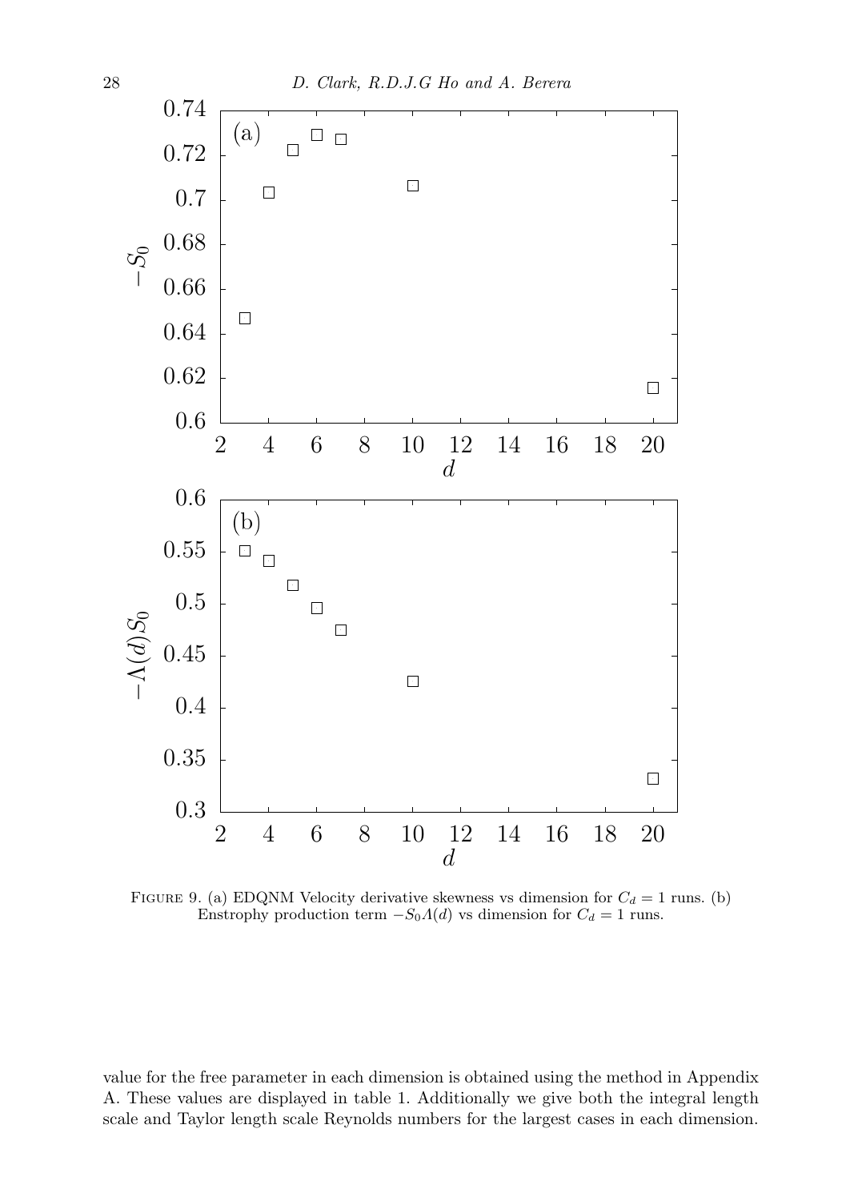FIGURE 9. (a) EDQNM Velocity derivative skewness vs dimension for $C_d = 1$ runs. (b) Enstrophy production term $-S_0\Lambda(d)$ vs dimension for $C_d = 1$ runs.

value for the free parameter in each dimension is obtained using the method in Appendix A. These values are displayed in table 1. Additionally we give both the integral length scale and Taylor length scale Reynolds numbers for the largest cases in each dimension.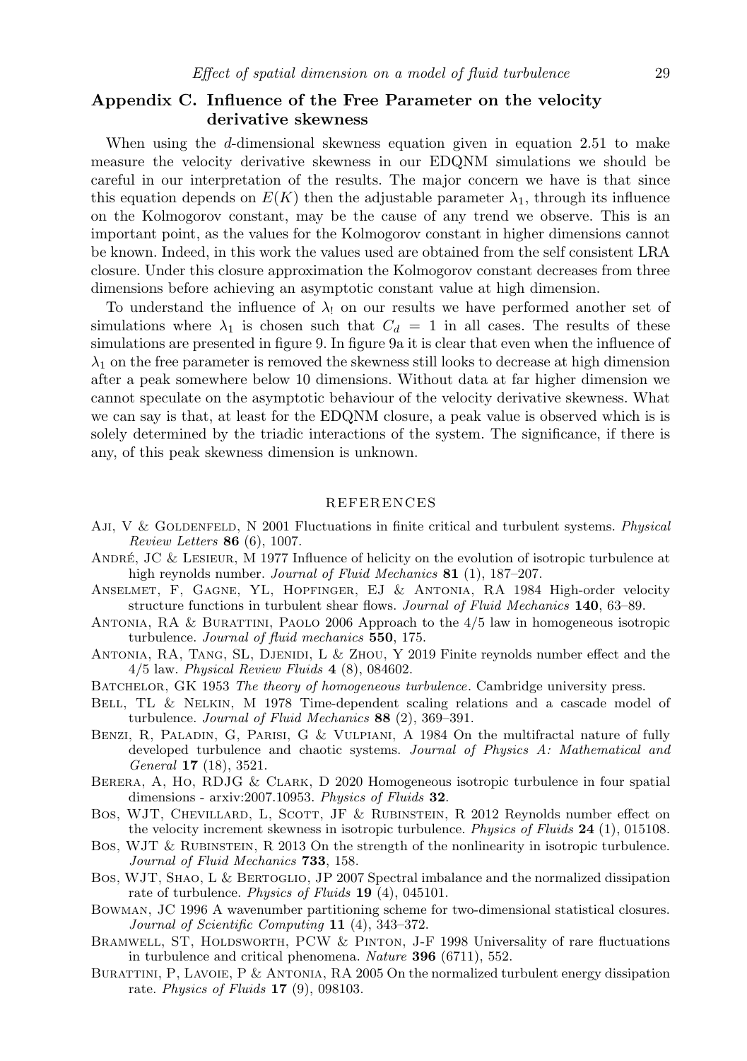## Appendix C. Influence of the Free Parameter on the velocity derivative skewness

When using the $d$-dimensional skewness equation given in equation 2.51 to make measure the velocity derivative skewness in our EDQNM simulations we should be careful in our interpretation of the results. The major concern we have is that since this equation depends on $E(K)$ then the adjustable parameter $\lambda_1$, through its influence on the Kolmogorov constant, may be the cause of any trend we observe. This is an important point, as the values for the Kolmogorov constant in higher dimensions cannot be known. Indeed, in this work the values used are obtained from the self consistent LRA closure. Under this closure approximation the Kolmogorov constant decreases from three dimensions before achieving an asymptotic constant value at high dimension.

To understand the influence of $\lambda_!$ on our results we have performed another set of simulations where $\lambda_1$ is chosen such that $C_d = 1$ in all cases. The results of these simulations are presented in figure 9. In figure 9a it is clear that even when the influence of $\lambda_1$ on the free parameter is removed the skewness still looks to decrease at high dimension after a peak somewhere below 10 dimensions. Without data at far higher dimension we cannot speculate on the asymptotic behaviour of the velocity derivative skewness. What we can say is that, at least for the EDQNM closure, a peak value is observed which is is solely determined by the triadic interactions of the system. The significance, if there is any, of this peak skewness dimension is unknown.

## REFERENCES

- Aji, V & Goldenfeld, N 2001 Fluctuations in finite critical and turbulent systems. *Physical Review Letters* **86** (6), 1007.
- André, JC & Lesieur, M 1977 Influence of helicity on the evolution of isotropic turbulence at high reynolds number. *Journal of Fluid Mechanics* **81** (1), 187–207.
- Anselmet, F, Gagne, YL, Hopfinger, EJ & Antonia, RA 1984 High-order velocity structure functions in turbulent shear flows. *Journal of Fluid Mechanics* **140**, 63–89.
- Antonia, RA & Burattini, Paolo 2006 Approach to the 4/5 law in homogeneous isotropic turbulence. *Journal of fluid mechanics* **550**, 175.
- Antonia, RA, Tang, SL, Djenidi, L & Zhou, Y 2019 Finite reynolds number effect and the 4/5 law. *Physical Review Fluids* **4** (8), 084602.
- Batchelor, GK 1953 *The theory of homogeneous turbulence*. Cambridge university press.
- Bell, TL & Nelkin, M 1978 Time-dependent scaling relations and a cascade model of turbulence. *Journal of Fluid Mechanics* **88** (2), 369–391.
- Benzi, R, Paladin, G, Parisi, G & Vulpiani, A 1984 On the multifractal nature of fully developed turbulence and chaotic systems. *Journal of Physics A: Mathematical and General* **17** (18), 3521.
- Berera, A, Ho, RDJG & Clark, D 2020 Homogeneous isotropic turbulence in four spatial dimensions - arxiv:2007.10953. *Physics of Fluids* **32**.
- Bos, WJT, Chevillard, L, Scott, JF & Rubinstein, R 2012 Reynolds number effect on the velocity increment skewness in isotropic turbulence. *Physics of Fluids* **24** (1), 015108.
- Bos, WJT & Rubinstein, R 2013 On the strength of the nonlinearity in isotropic turbulence. *Journal of Fluid Mechanics* **733**, 158.
- Bos, WJT, Shao, L & Bertoglio, JP 2007 Spectral imbalance and the normalized dissipation rate of turbulence. *Physics of Fluids* **19** (4), 045101.
- Bowman, JC 1996 A wavenumber partitioning scheme for two-dimensional statistical closures. *Journal of Scientific Computing* **11** (4), 343–372.
- Bramwell, ST, Holdsworth, PCW & Pinton, J-F 1998 Universality of rare fluctuations in turbulence and critical phenomena. *Nature* **396** (6711), 552.
- Burattini, P, Lavoie, P & Antonia, RA 2005 On the normalized turbulent energy dissipation rate. *Physics of Fluids* **17** (9), 098103.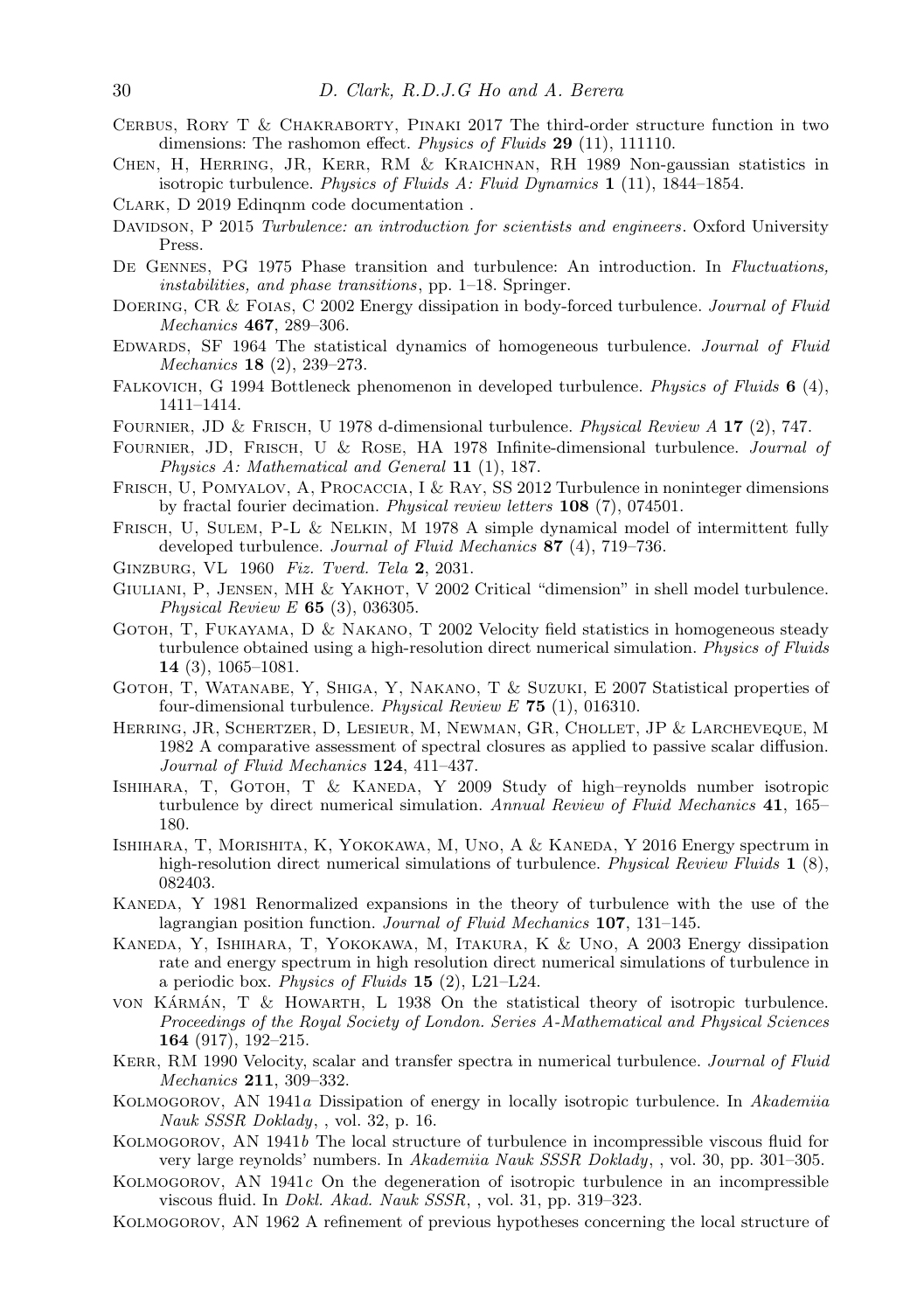Cerbus, Rory T & Chakraborty, Pinaki 2017 The third-order structure function in two dimensions: The rashomon effect. *Physics of Fluids* **29** (11), 111110.

Chen, H, Herring, JR, Kerr, RM & Kraichnan, RH 1989 Non-gaussian statistics in isotropic turbulence. *Physics of Fluids A: Fluid Dynamics* **1** (11), 1844–1854.

Clark, D 2019 Edinqnm code documentation .

Davidson, P 2015 *Turbulence: an introduction for scientists and engineers*. Oxford University Press.

De Gennes, PG 1975 Phase transition and turbulence: An introduction. In *Fluctuations, instabilities, and phase transitions*, pp. 1–18. Springer.

Doering, CR & Foias, C 2002 Energy dissipation in body-forced turbulence. *Journal of Fluid Mechanics* **467**, 289–306.

Edwards, SF 1964 The statistical dynamics of homogeneous turbulence. *Journal of Fluid Mechanics* **18** (2), 239–273.

Falkovich, G 1994 Bottleneck phenomenon in developed turbulence. *Physics of Fluids* **6** (4), 1411–1414.

Fournier, JD & Frisch, U 1978 d-dimensional turbulence. *Physical Review A* **17** (2), 747.

Fournier, JD, Frisch, U & Rose, HA 1978 Infinite-dimensional turbulence. *Journal of Physics A: Mathematical and General* **11** (1), 187.

Frisch, U, Pomyalov, A, Procaccia, I & Ray, SS 2012 Turbulence in noninteger dimensions by fractal fourier decimation. *Physical review letters* **108** (7), 074501.

Frisch, U, Sulem, P-L & Nelkin, M 1978 A simple dynamical model of intermittent fully developed turbulence. *Journal of Fluid Mechanics* **87** (4), 719–736.

Ginzburg, VL 1960 *Fiz. Tverd. Tela* **2**, 2031.

Giuliani, P, Jensen, MH & Yakhot, V 2002 Critical "dimension" in shell model turbulence. *Physical Review E* **65** (3), 036305.

Gotoh, T, Fukayama, D & Nakano, T 2002 Velocity field statistics in homogeneous steady turbulence obtained using a high-resolution direct numerical simulation. *Physics of Fluids* **14** (3), 1065–1081.

Gotoh, T, Watanabe, Y, Shiga, Y, Nakano, T & Suzuki, E 2007 Statistical properties of four-dimensional turbulence. *Physical Review E* **75** (1), 016310.

Herring, JR, Schertzer, D, Lesieur, M, Newman, GR, Chollet, JP & Larcheveque, M 1982 A comparative assessment of spectral closures as applied to passive scalar diffusion. *Journal of Fluid Mechanics* **124**, 411–437.

Ishihara, T, Gotoh, T & Kaneda, Y 2009 Study of high–reynolds number isotropic turbulence by direct numerical simulation. *Annual Review of Fluid Mechanics* **41**, 165–180.

Ishihara, T, Morishita, K, Yokokawa, M, Uno, A & Kaneda, Y 2016 Energy spectrum in high-resolution direct numerical simulations of turbulence. *Physical Review Fluids* **1** (8), 082403.

Kaneda, Y 1981 Renormalized expansions in the theory of turbulence with the use of the lagrangian position function. *Journal of Fluid Mechanics* **107**, 131–145.

Kaneda, Y, Ishihara, T, Yokokawa, M, Itakura, K & Uno, A 2003 Energy dissipation rate and energy spectrum in high resolution direct numerical simulations of turbulence in a periodic box. *Physics of Fluids* **15** (2), L21–L24.

von Kármán, T & Howarth, L 1938 On the statistical theory of isotropic turbulence. *Proceedings of the Royal Society of London. Series A-Mathematical and Physical Sciences* **164** (917), 192–215.

Kerr, RM 1990 Velocity, scalar and transfer spectra in numerical turbulence. *Journal of Fluid Mechanics* **211**, 309–332.

Kolmogorov, AN 1941*a* Dissipation of energy in locally isotropic turbulence. In *Akademiia Nauk SSSR Doklady*, , vol. 32, p. 16.

Kolmogorov, AN 1941*b* The local structure of turbulence in incompressible viscous fluid for very large reynolds' numbers. In *Akademiia Nauk SSSR Doklady*, , vol. 30, pp. 301–305.

Kolmogorov, AN 1941*c* On the degeneration of isotropic turbulence in an incompressible viscous fluid. In *Dokl. Akad. Nauk SSSR*, , vol. 31, pp. 319–323.

Kolmogorov, AN 1962 A refinement of previous hypotheses concerning the local structure of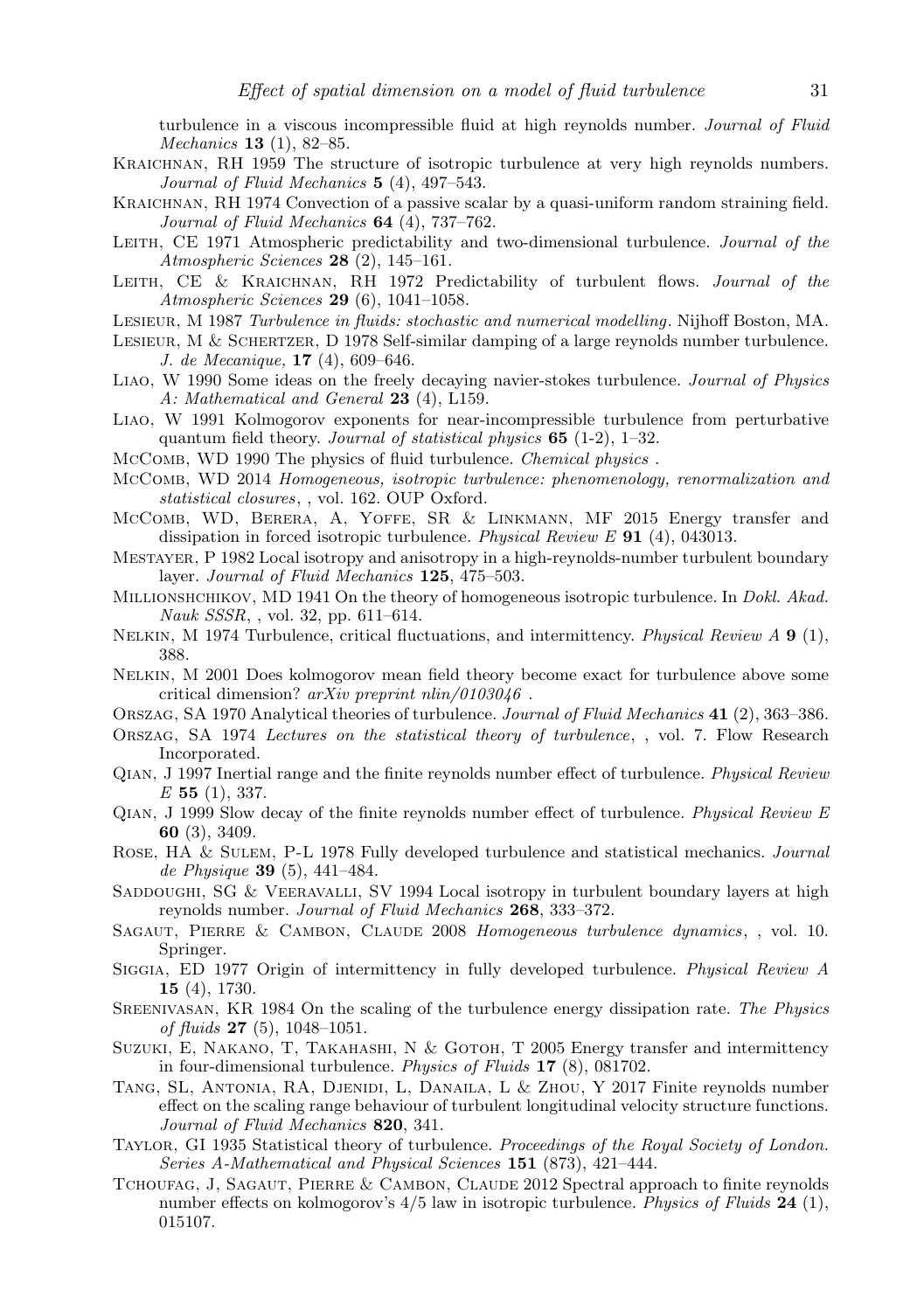turbulence in a viscous incompressible fluid at high reynolds number. *Journal of Fluid Mechanics* **13** (1), 82–85.

Kraichnan, RH 1959 The structure of isotropic turbulence at very high reynolds numbers. *Journal of Fluid Mechanics* **5** (4), 497–543.

Kraichnan, RH 1974 Convection of a passive scalar by a quasi-uniform random straining field. *Journal of Fluid Mechanics* **64** (4), 737–762.

Leith, CE 1971 Atmospheric predictability and two-dimensional turbulence. *Journal of the Atmospheric Sciences* **28** (2), 145–161.

Leith, CE & Kraichnan, RH 1972 Predictability of turbulent flows. *Journal of the Atmospheric Sciences* **29** (6), 1041–1058.

Lesieur, M 1987 *Turbulence in fluids: stochastic and numerical modelling*. Nijhoff Boston, MA.

Lesieur, M & Schertzer, D 1978 Self-similar damping of a large reynolds number turbulence. *J. de Mecanique,* **17** (4), 609–646.

Liao, W 1990 Some ideas on the freely decaying navier-stokes turbulence. *Journal of Physics A: Mathematical and General* **23** (4), L159.

Liao, W 1991 Kolmogorov exponents for near-incompressible turbulence from perturbative quantum field theory. *Journal of statistical physics* **65** (1-2), 1–32.

McComb, WD 1990 The physics of fluid turbulence. *Chemical physics* .

McComb, WD 2014 *Homogeneous, isotropic turbulence: phenomenology, renormalization and statistical closures*, , vol. 162. OUP Oxford.

McComb, WD, Berera, A, Yoffe, SR & Linkmann, MF 2015 Energy transfer and dissipation in forced isotropic turbulence. *Physical Review E* **91** (4), 043013.

Mestayer, P 1982 Local isotropy and anisotropy in a high-reynolds-number turbulent boundary layer. *Journal of Fluid Mechanics* **125**, 475–503.

Millionshchikov, MD 1941 On the theory of homogeneous isotropic turbulence. In *Dokl. Akad. Nauk SSSR*, , vol. 32, pp. 611–614.

Nelkin, M 1974 Turbulence, critical fluctuations, and intermittency. *Physical Review A* **9** (1), 388.

Nelkin, M 2001 Does kolmogorov mean field theory become exact for turbulence above some critical dimension? *arXiv preprint nlin/0103046* .

Orszag, SA 1970 Analytical theories of turbulence. *Journal of Fluid Mechanics* **41** (2), 363–386.

Orszag, SA 1974 *Lectures on the statistical theory of turbulence*, , vol. 7. Flow Research Incorporated.

Qian, J 1997 Inertial range and the finite reynolds number effect of turbulence. *Physical Review E* **55** (1), 337.

Qian, J 1999 Slow decay of the finite reynolds number effect of turbulence. *Physical Review E* **60** (3), 3409.

Rose, HA & Sulem, P-L 1978 Fully developed turbulence and statistical mechanics. *Journal de Physique* **39** (5), 441–484.

Saddoughi, SG & Veeravalli, SV 1994 Local isotropy in turbulent boundary layers at high reynolds number. *Journal of Fluid Mechanics* **268**, 333–372.

Sagaut, Pierre & Cambon, Claude 2008 *Homogeneous turbulence dynamics*, , vol. 10. Springer.

Siggia, ED 1977 Origin of intermittency in fully developed turbulence. *Physical Review A* **15** (4), 1730.

Sreenivasan, KR 1984 On the scaling of the turbulence energy dissipation rate. *The Physics of fluids* **27** (5), 1048–1051.

Suzuki, E, Nakano, T, Takahashi, N & Gotoh, T 2005 Energy transfer and intermittency in four-dimensional turbulence. *Physics of Fluids* **17** (8), 081702.

Tang, SL, Antonia, RA, Djenidi, L, Danaila, L & Zhou, Y 2017 Finite reynolds number effect on the scaling range behaviour of turbulent longitudinal velocity structure functions. *Journal of Fluid Mechanics* **820**, 341.

Taylor, GI 1935 Statistical theory of turbulence. *Proceedings of the Royal Society of London. Series A-Mathematical and Physical Sciences* **151** (873), 421–444.

Tchoufag, J, Sagaut, Pierre & Cambon, Claude 2012 Spectral approach to finite reynolds number effects on kolmogorov's 4/5 law in isotropic turbulence. *Physics of Fluids* **24** (1), 015107.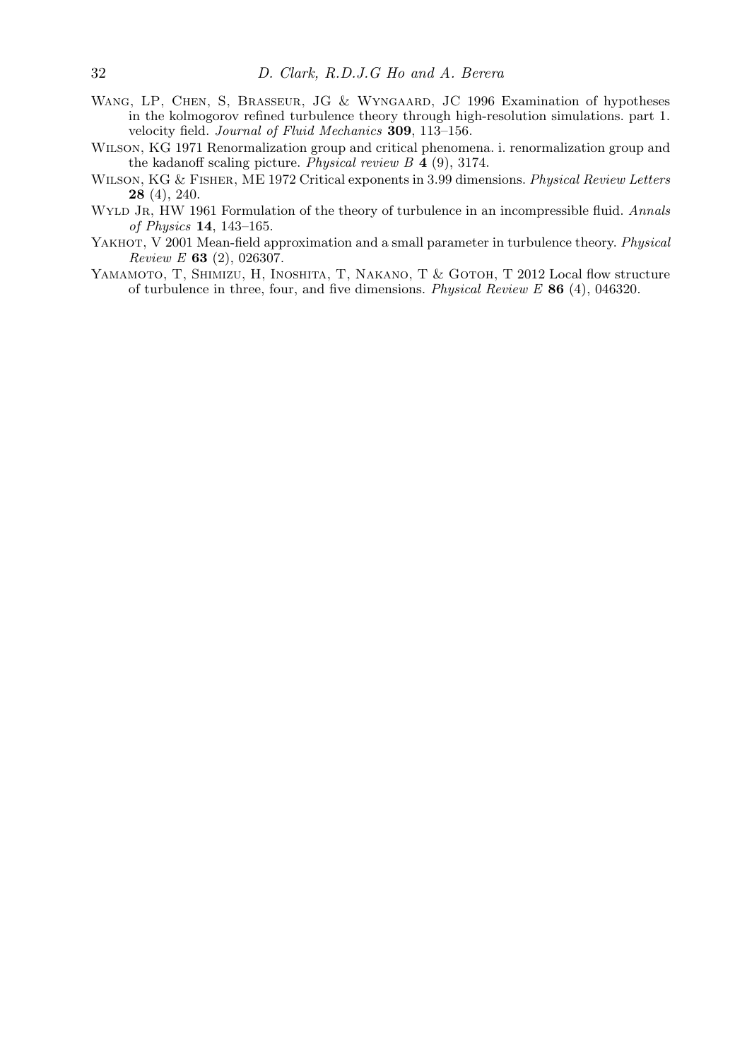Wang, LP, Chen, S, Brasseur, JG & Wyngaard, JC 1996 Examination of hypotheses in the kolmogorov refined turbulence theory through high-resolution simulations. part 1. velocity field. *Journal of Fluid Mechanics* **309**, 113–156.

Wilson, KG 1971 Renormalization group and critical phenomena. i. renormalization group and the kadanoff scaling picture. *Physical review B* **4** (9), 3174.

Wilson, KG & Fisher, ME 1972 Critical exponents in 3.99 dimensions. *Physical Review Letters* **28** (4), 240.

Wyld Jr, HW 1961 Formulation of the theory of turbulence in an incompressible fluid. *Annals of Physics* **14**, 143–165.

Yakhot, V 2001 Mean-field approximation and a small parameter in turbulence theory. *Physical Review E* **63** (2), 026307.

Yamamoto, T, Shimizu, H, Inoshita, T, Nakano, T & Gotoh, T 2012 Local flow structure of turbulence in three, four, and five dimensions. *Physical Review E* **86** (4), 046320.